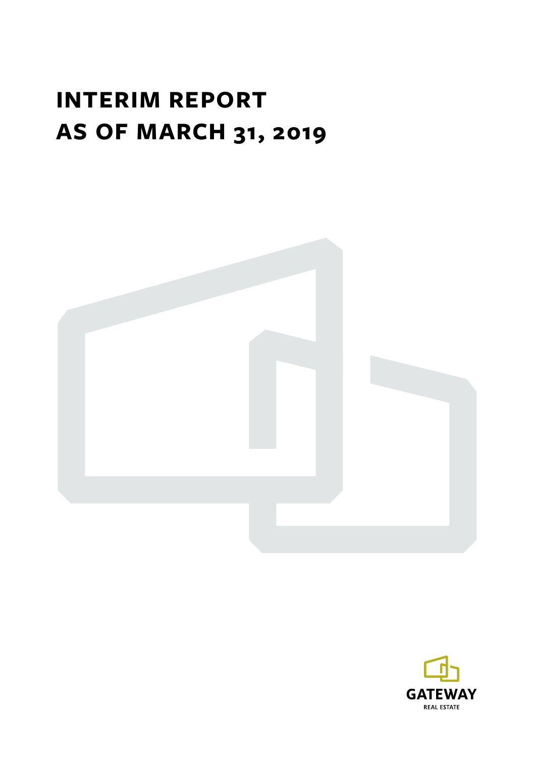# INTERIM REPORT AS OF MARCH 31, 2019

GATEWAY

REAL ESTATE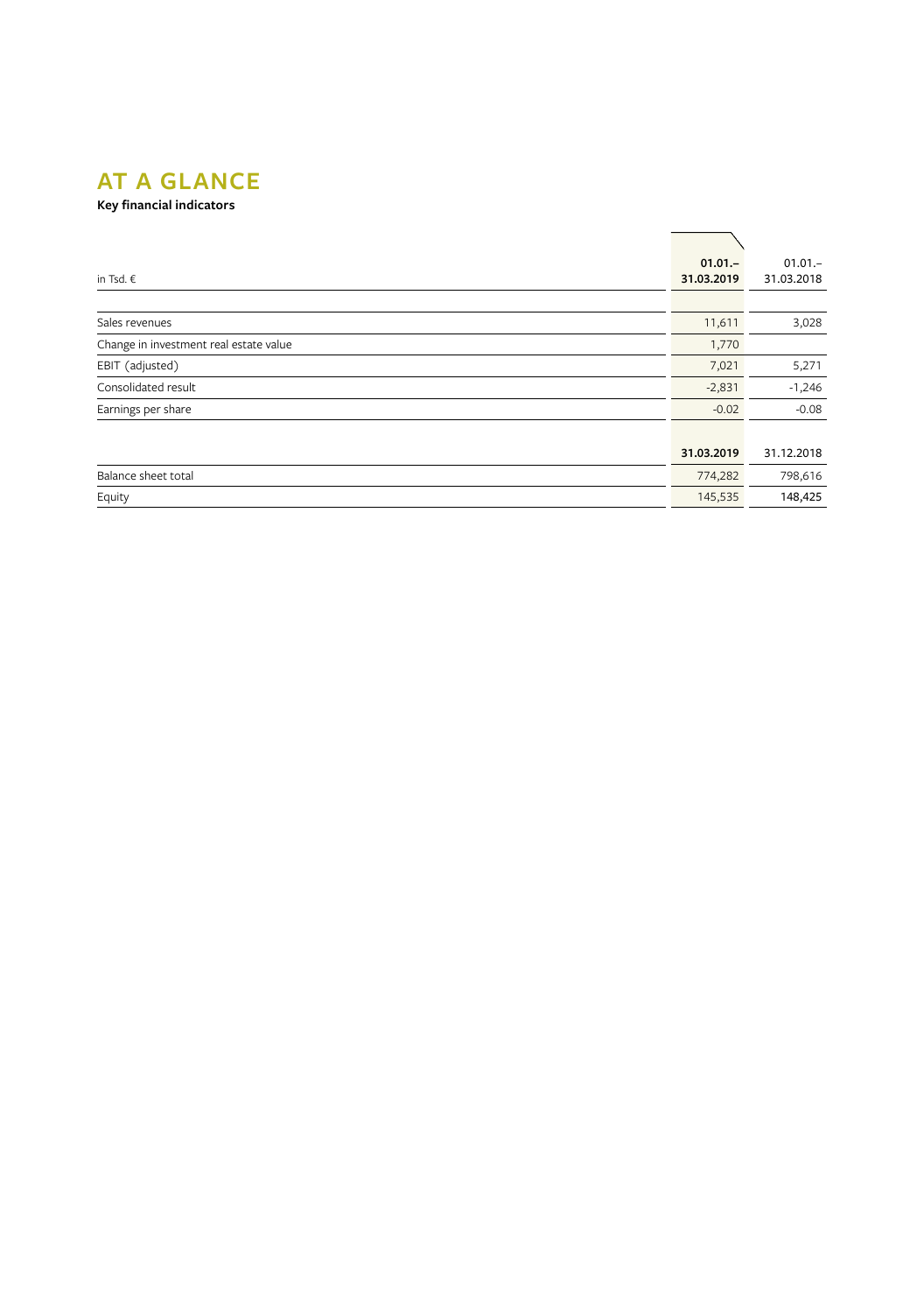# AT A GLANCE

**Key financial indicators**

| in Tsd. € | **01.01.–31.03.2019** | 01.01.–31.03.2018 |
|---|---|---|
| Sales revenues | 11,611 | 3,028 |
| Change in investment real estate value | 1,770 | |
| EBIT (adjusted) | 7,021 | 5,271 |
| Consolidated result | -2,831 | -1,246 |
| Earnings per share | -0.02 | -0.08 |
| | **31.03.2019** | 31.12.2018 |
| Balance sheet total | 774,282 | 798,616 |
| Equity | 145,535 | 148,425 |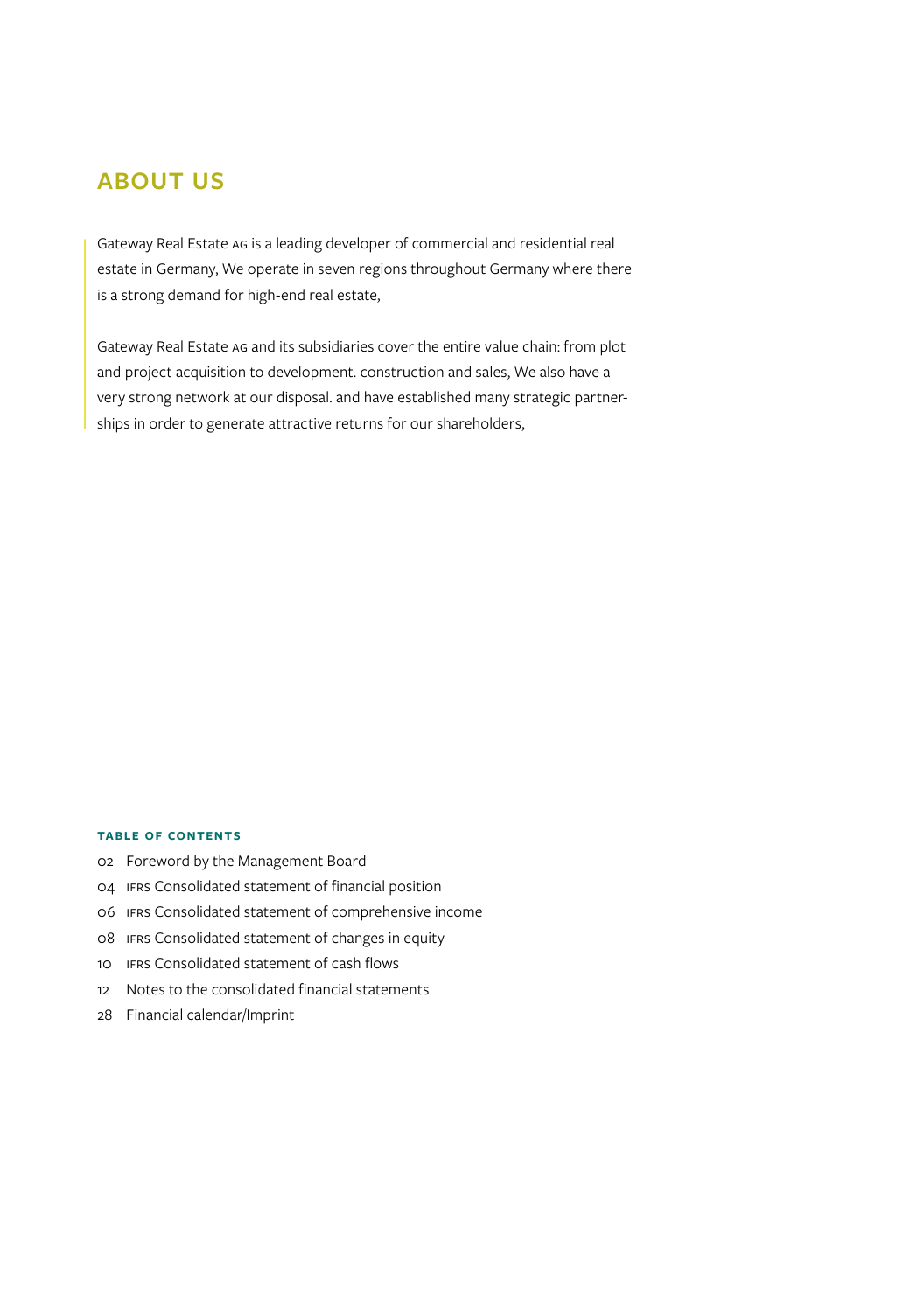## ABOUT US

Gateway Real Estate AG is a leading developer of commercial and residential real estate in Germany, We operate in seven regions throughout Germany where there is a strong demand for high-end real estate,

Gateway Real Estate AG and its subsidiaries cover the entire value chain: from plot and project acquisition to development. construction and sales, We also have a very strong network at our disposal. and have established many strategic partnerships in order to generate attractive returns for our shareholders,

#### TABLE OF CONTENTS

- 02 Foreword by the Management Board
- 04 IFRS Consolidated statement of financial position
- 06 IFRS Consolidated statement of comprehensive income
- 08 IFRS Consolidated statement of changes in equity
- 10 IFRS Consolidated statement of cash flows
- 12 Notes to the consolidated financial statements
- 28 Financial calendar/Imprint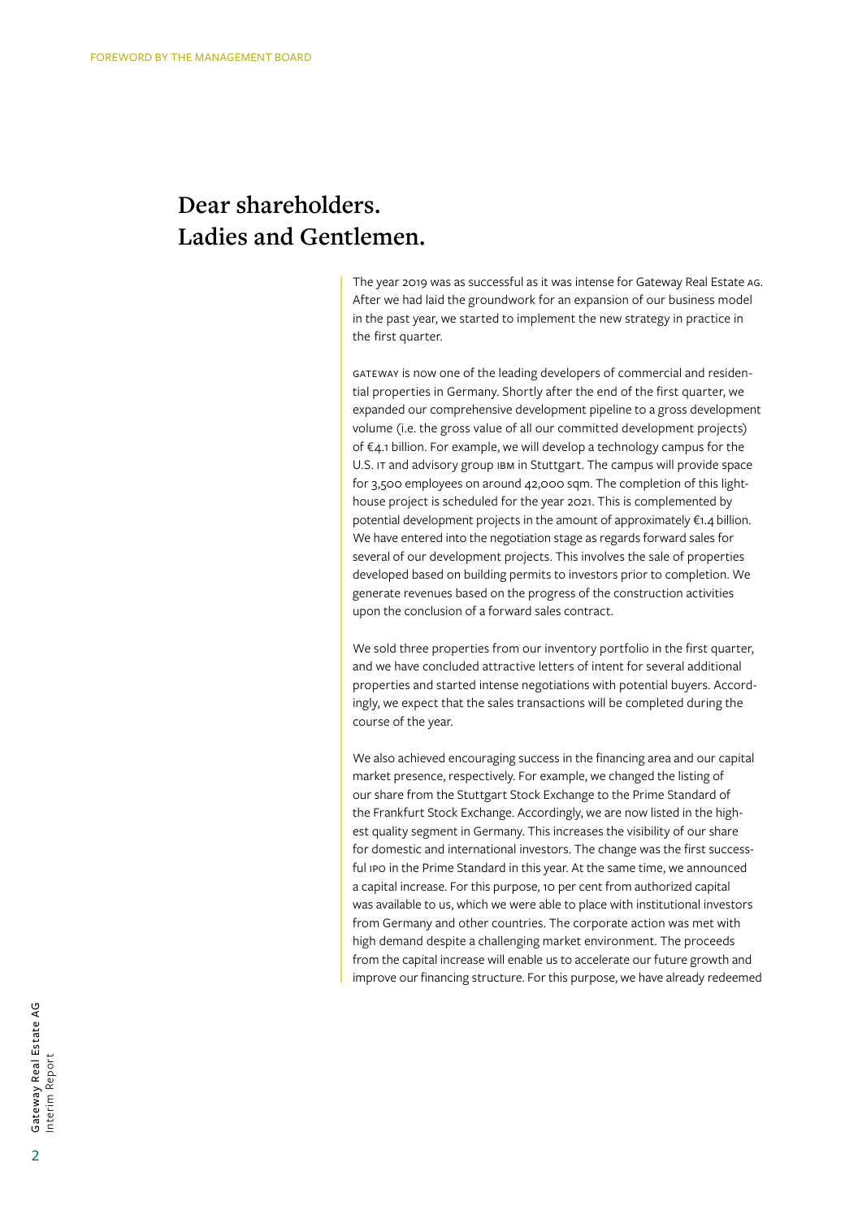# Dear shareholders. Ladies and Gentlemen.

The year 2019 was as successful as it was intense for Gateway Real Estate AG. After we had laid the groundwork for an expansion of our business model in the past year, we started to implement the new strategy in practice in the first quarter.

GATEWAY is now one of the leading developers of commercial and residential properties in Germany. Shortly after the end of the first quarter, we expanded our comprehensive development pipeline to a gross development volume (i.e. the gross value of all our committed development projects) of €4.1 billion. For example, we will develop a technology campus for the U.S. IT and advisory group IBM in Stuttgart. The campus will provide space for 3,500 employees on around 42,000 sqm. The completion of this lighthouse project is scheduled for the year 2021. This is complemented by potential development projects in the amount of approximately €1.4 billion. We have entered into the negotiation stage as regards forward sales for several of our development projects. This involves the sale of properties developed based on building permits to investors prior to completion. We generate revenues based on the progress of the construction activities upon the conclusion of a forward sales contract.

We sold three properties from our inventory portfolio in the first quarter, and we have concluded attractive letters of intent for several additional properties and started intense negotiations with potential buyers. Accordingly, we expect that the sales transactions will be completed during the course of the year.

We also achieved encouraging success in the financing area and our capital market presence, respectively. For example, we changed the listing of our share from the Stuttgart Stock Exchange to the Prime Standard of the Frankfurt Stock Exchange. Accordingly, we are now listed in the highest quality segment in Germany. This increases the visibility of our share for domestic and international investors. The change was the first successful IPO in the Prime Standard in this year. At the same time, we announced a capital increase. For this purpose, 10 per cent from authorized capital was available to us, which we were able to place with institutional investors from Germany and other countries. The corporate action was met with high demand despite a challenging market environment. The proceeds from the capital increase will enable us to accelerate our future growth and improve our financing structure. For this purpose, we have already redeemed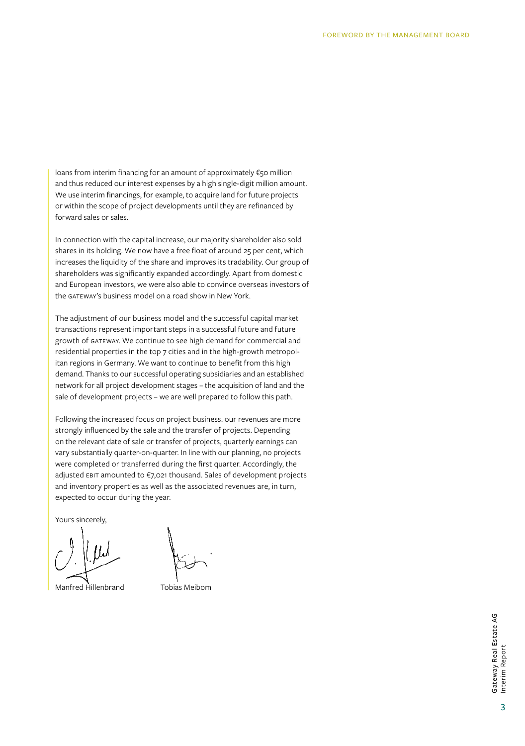loans from interim financing for an amount of approximately €50 million and thus reduced our interest expenses by a high single-digit million amount. We use interim financings, for example, to acquire land for future projects or within the scope of project developments until they are refinanced by forward sales or sales.

In connection with the capital increase, our majority shareholder also sold shares in its holding. We now have a free float of around 25 per cent, which increases the liquidity of the share and improves its tradability. Our group of shareholders was significantly expanded accordingly. Apart from domestic and European investors, we were also able to convince overseas investors of the GATEWAY's business model on a road show in New York.

The adjustment of our business model and the successful capital market transactions represent important steps in a successful future and future growth of GATEWAY. We continue to see high demand for commercial and residential properties in the top 7 cities and in the high-growth metropolitan regions in Germany. We want to continue to benefit from this high demand. Thanks to our successful operating subsidiaries and an established network for all project development stages – the acquisition of land and the sale of development projects – we are well prepared to follow this path.

Following the increased focus on project business. our revenues are more strongly influenced by the sale and the transfer of projects. Depending on the relevant date of sale or transfer of projects, quarterly earnings can vary substantially quarter-on-quarter. In line with our planning, no projects were completed or transferred during the first quarter. Accordingly, the adjusted EBIT amounted to €7,021 thousand. Sales of development projects and inventory properties as well as the associated revenues are, in turn, expected to occur during the year.

Yours sincerely,

Manfred Hillenbrand    Tobias Meibom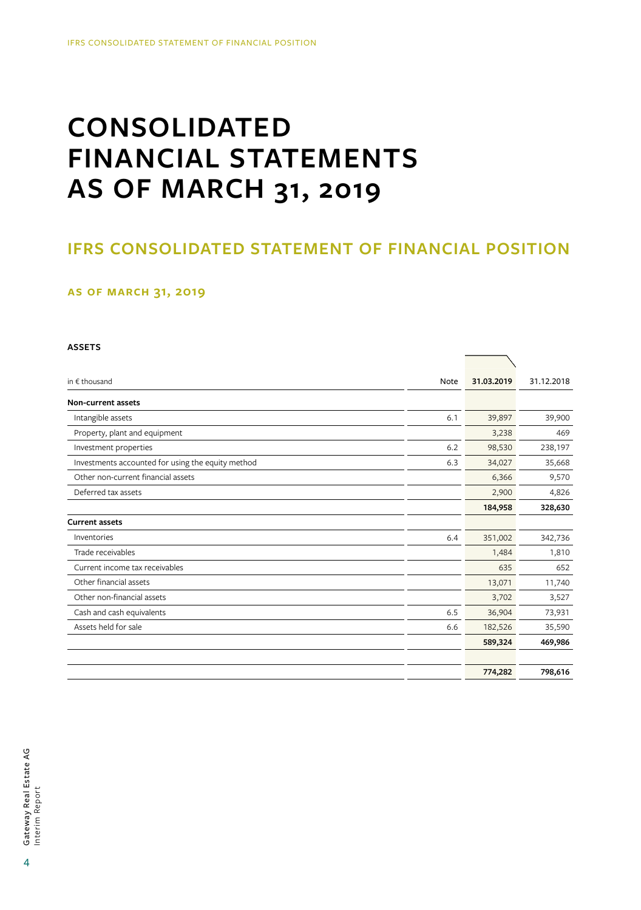# CONSOLIDATED FINANCIAL STATEMENTS AS OF MARCH 31, 2019

## IFRS CONSOLIDATED STATEMENT OF FINANCIAL POSITION

### AS OF MARCH 31, 2019

**ASSETS**

| in € thousand | Note | 31.03.2019 | 31.12.2018 |
|---|---|---|---|
| **Non-current assets** | | | |
| Intangible assets | 6.1 | 39,897 | 39,900 |
| Property, plant and equipment | | 3,238 | 469 |
| Investment properties | 6.2 | 98,530 | 238,197 |
| Investments accounted for using the equity method | 6.3 | 34,027 | 35,668 |
| Other non-current financial assets | | 6,366 | 9,570 |
| Deferred tax assets | | 2,900 | 4,826 |
| | | **184,958** | **328,630** |
| **Current assets** | | | |
| Inventories | 6.4 | 351,002 | 342,736 |
| Trade receivables | | 1,484 | 1,810 |
| Current income tax receivables | | 635 | 652 |
| Other financial assets | | 13,071 | 11,740 |
| Other non-financial assets | | 3,702 | 3,527 |
| Cash and cash equivalents | 6.5 | 36,904 | 73,931 |
| Assets held for sale | 6.6 | 182,526 | 35,590 |
| | | **589,324** | **469,986** |
| | | | |
| | | **774,282** | **798,616** |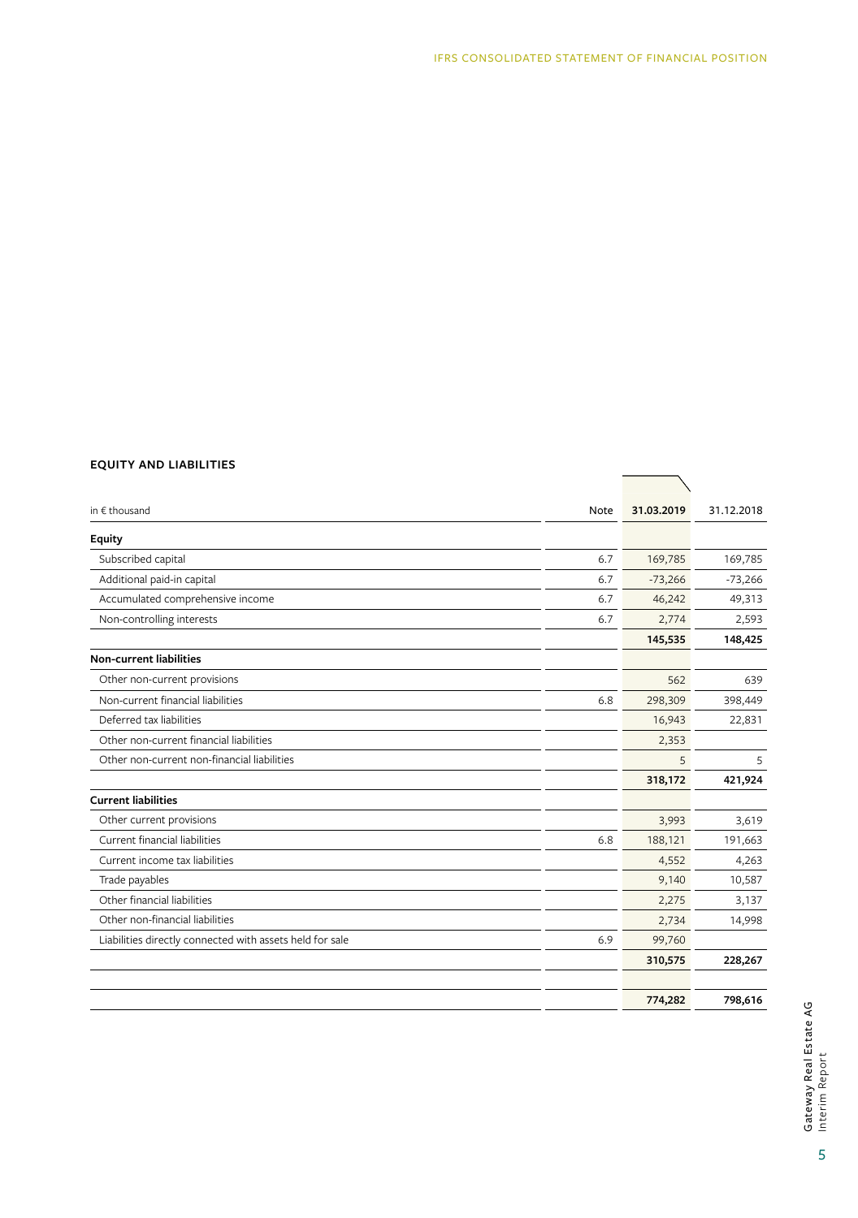## EQUITY AND LIABILITIES

| in € thousand | Note | 31.03.2019 | 31.12.2018 |
|---|---|---|---|
| **Equity** | | | |
| Subscribed capital | 6.7 | 169,785 | 169,785 |
| Additional paid-in capital | 6.7 | -73,266 | -73,266 |
| Accumulated comprehensive income | 6.7 | 46,242 | 49,313 |
| Non-controlling interests | 6.7 | 2,774 | 2,593 |
| | | **145,535** | **148,425** |
| **Non-current liabilities** | | | |
| Other non-current provisions | | 562 | 639 |
| Non-current financial liabilities | 6.8 | 298,309 | 398,449 |
| Deferred tax liabilities | | 16,943 | 22,831 |
| Other non-current financial liabilities | | 2,353 | |
| Other non-current non-financial liabilities | | 5 | 5 |
| | | **318,172** | **421,924** |
| **Current liabilities** | | | |
| Other current provisions | | 3,993 | 3,619 |
| Current financial liabilities | 6.8 | 188,121 | 191,663 |
| Current income tax liabilities | | 4,552 | 4,263 |
| Trade payables | | 9,140 | 10,587 |
| Other financial liabilities | | 2,275 | 3,137 |
| Other non-financial liabilities | | 2,734 | 14,998 |
| Liabilities directly connected with assets held for sale | 6.9 | 99,760 | |
| | | **310,575** | **228,267** |
| | | | |
| | | **774,282** | **798,616** |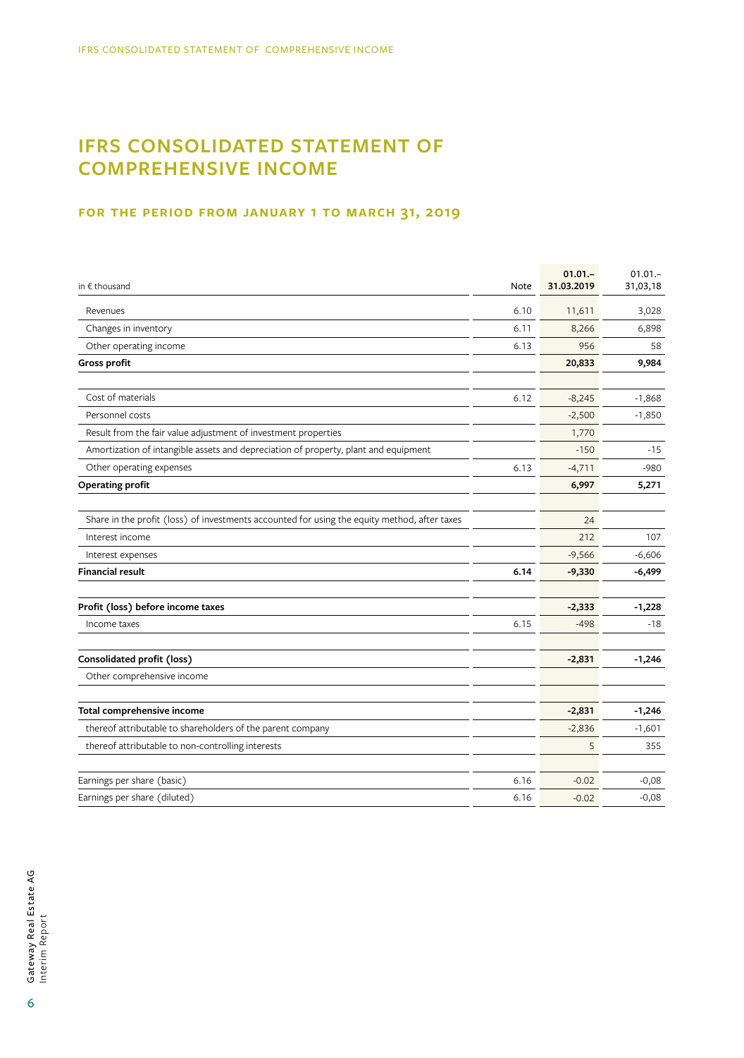# IFRS CONSOLIDATED STATEMENT OF COMPREHENSIVE INCOME

### FOR THE PERIOD FROM JANUARY 1 TO MARCH 31, 2019

| in € thousand | Note | 01.01.– 31.03.2019 | 01.01.– 31,03,18 |
|---|---|---|---|
| Revenues | 6.10 | 11,611 | 3,028 |
| Changes in inventory | 6.11 | 8,266 | 6,898 |
| Other operating income | 6.13 | 956 | 58 |
| **Gross profit** | | **20,833** | **9,984** |
| | | | |
| Cost of materials | 6.12 | -8,245 | -1,868 |
| Personnel costs | | -2,500 | -1,850 |
| Result from the fair value adjustment of investment properties | | 1,770 | |
| Amortization of intangible assets and depreciation of property, plant and equipment | | -150 | -15 |
| Other operating expenses | 6.13 | -4,711 | -980 |
| **Operating profit** | | **6,997** | **5,271** |
| | | | |
| Share in the profit (loss) of investments accounted for using the equity method, after taxes | | 24 | |
| Interest income | | 212 | 107 |
| Interest expenses | | -9,566 | -6,606 |
| **Financial result** | **6.14** | **-9,330** | **-6,499** |
| | | | |
| **Profit (loss) before income taxes** | | **-2,333** | **-1,228** |
| Income taxes | 6.15 | -498 | -18 |
| | | | |
| **Consolidated profit (loss)** | | **-2,831** | **-1,246** |
| Other comprehensive income | | | |
| | | | |
| **Total comprehensive income** | | **-2,831** | **-1,246** |
| thereof attributable to shareholders of the parent company | | -2,836 | -1,601 |
| thereof attributable to non-controlling interests | | 5 | 355 |
| | | | |
| Earnings per share (basic) | 6.16 | -0.02 | -0,08 |
| Earnings per share (diluted) | 6.16 | -0.02 | -0,08 |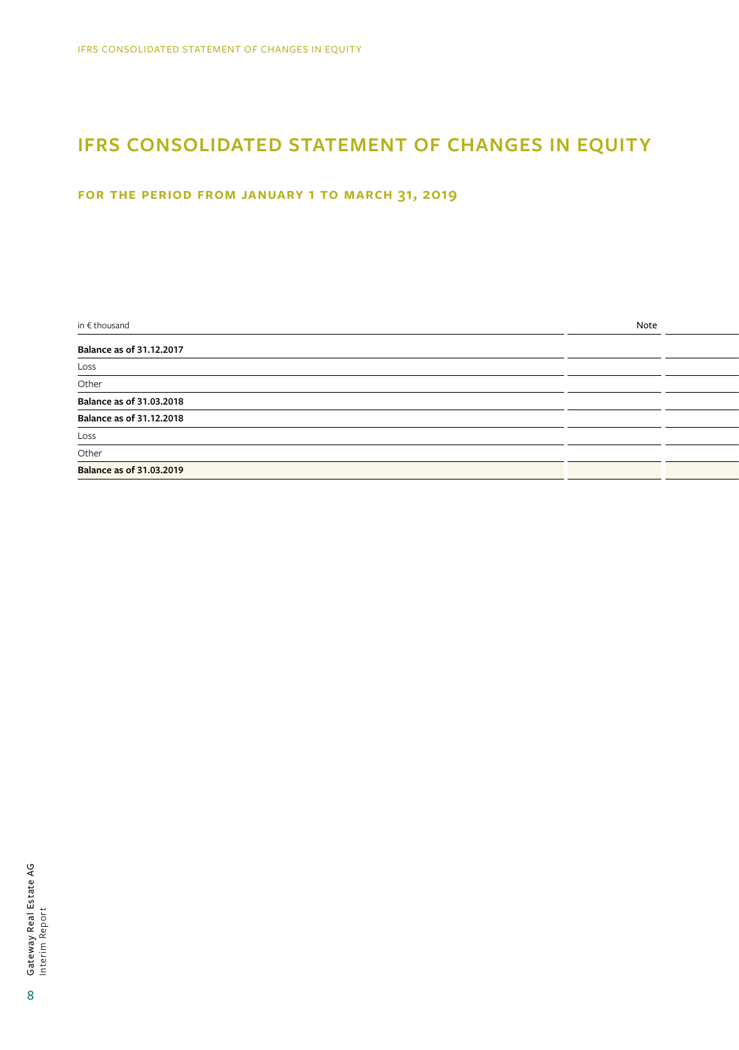# IFRS CONSOLIDATED STATEMENT OF CHANGES IN EQUITY

## FOR THE PERIOD FROM JANUARY 1 TO MARCH 31, 2019

| in € thousand | Note | |
|---|---|---|
| **Balance as of 31.12.2017** | | |
| Loss | | |
| Other | | |
| **Balance as of 31.03.2018** | | |
| **Balance as of 31.12.2018** | | |
| Loss | | |
| Other | | |
| **Balance as of 31.03.2019** | | |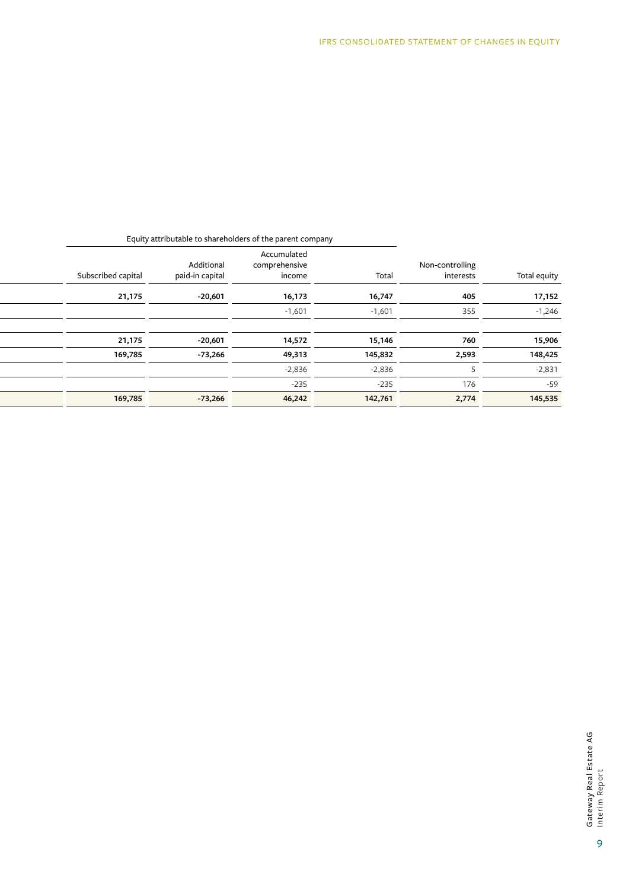| Equity attributable to shareholders of the parent company | | | | | |
|---|---|---|---|---|---|
| Subscribed capital | Additional paid-in capital | Accumulated comprehensive income | Total | Non-controlling interests | Total equity |
| **21,175** | **-20,601** | **16,173** | **16,747** | **405** | **17,152** |
| | | -1,601 | -1,601 | 355 | -1,246 |
| | | | | | |
| **21,175** | **-20,601** | **14,572** | **15,146** | **760** | **15,906** |
| **169,785** | **-73,266** | **49,313** | **145,832** | **2,593** | **148,425** |
| | | -2,836 | -2,836 | 5 | -2,831 |
| | | -235 | -235 | 176 | -59 |
| **169,785** | **-73,266** | **46,242** | **142,761** | **2,774** | **145,535** |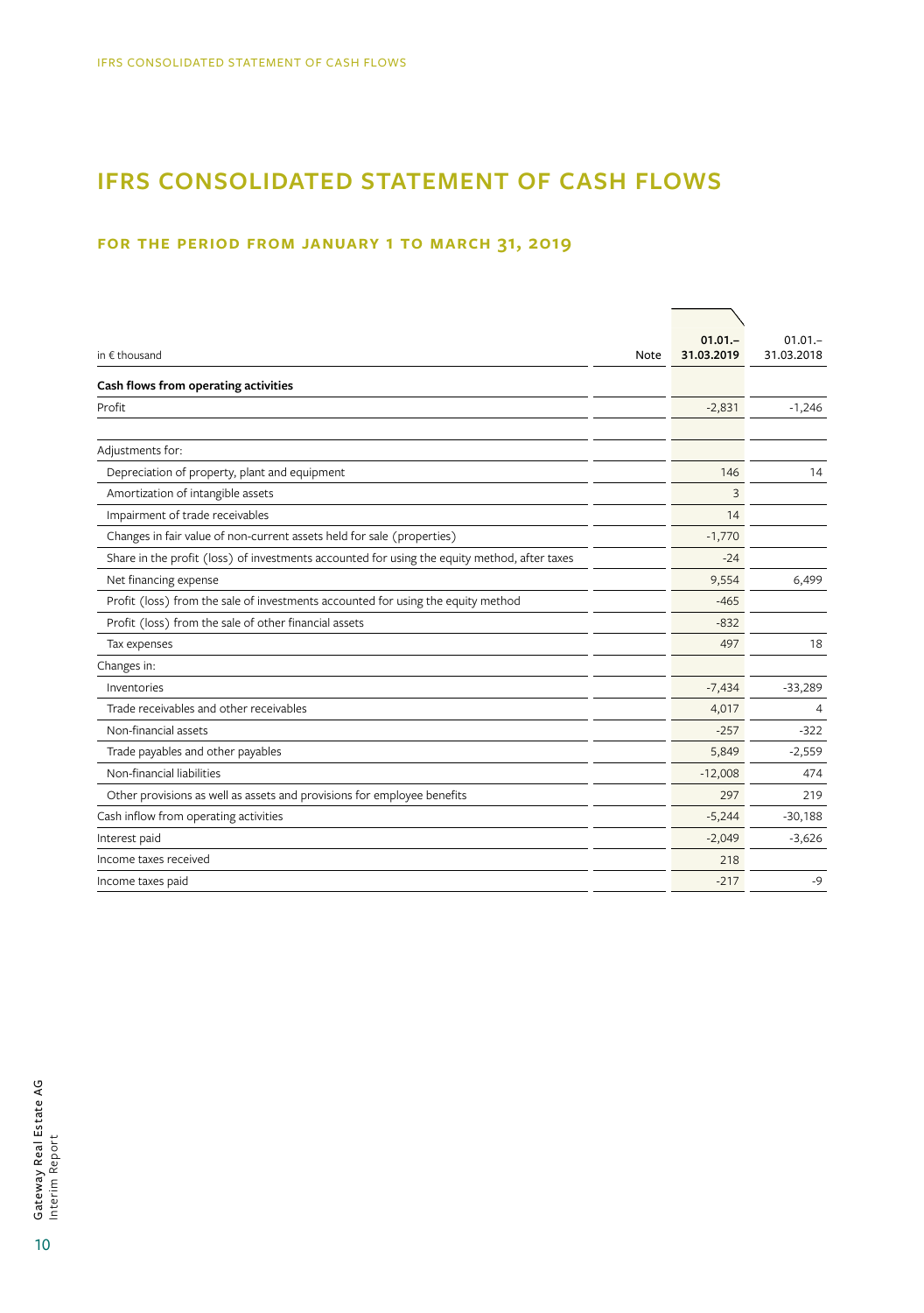# IFRS CONSOLIDATED STATEMENT OF CASH FLOWS

## FOR THE PERIOD FROM JANUARY 1 TO MARCH 31, 2019

| in € thousand | Note | **01.01.–31.03.2019** | 01.01.–31.03.2018 |
|---|---|---|---|
| **Cash flows from operating activities** | | | |
| Profit | | -2,831 | -1,246 |
| | | | |
| Adjustments for: | | | |
| Depreciation of property, plant and equipment | | 146 | 14 |
| Amortization of intangible assets | | 3 | |
| Impairment of trade receivables | | 14 | |
| Changes in fair value of non-current assets held for sale (properties) | | -1,770 | |
| Share in the profit (loss) of investments accounted for using the equity method, after taxes | | -24 | |
| Net financing expense | | 9,554 | 6,499 |
| Profit (loss) from the sale of investments accounted for using the equity method | | -465 | |
| Profit (loss) from the sale of other financial assets | | -832 | |
| Tax expenses | | 497 | 18 |
| Changes in: | | | |
| Inventories | | -7,434 | -33,289 |
| Trade receivables and other receivables | | 4,017 | 4 |
| Non-financial assets | | -257 | -322 |
| Trade payables and other payables | | 5,849 | -2,559 |
| Non-financial liabilities | | -12,008 | 474 |
| Other provisions as well as assets and provisions for employee benefits | | 297 | 219 |
| Cash inflow from operating activities | | -5,244 | -30,188 |
| Interest paid | | -2,049 | -3,626 |
| Income taxes received | | 218 | |
| Income taxes paid | | -217 | -9 |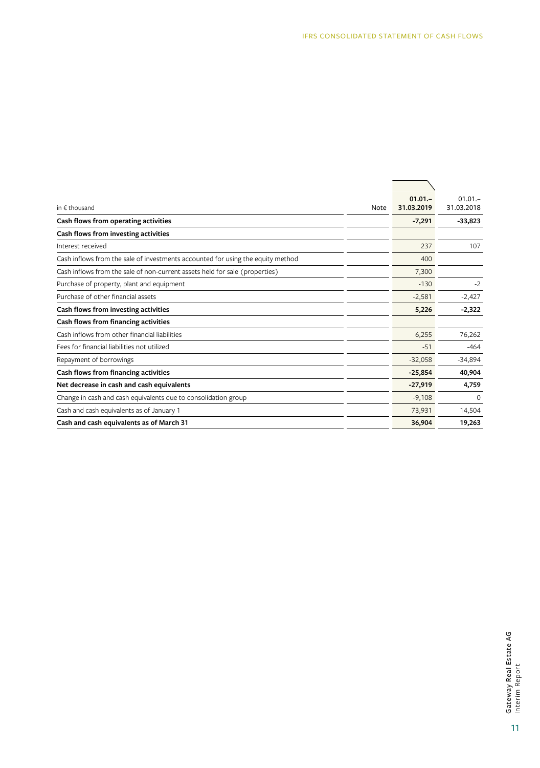| in € thousand | Note | 01.01.–31.03.2019 | 01.01.–31.03.2018 |
|---|---|---|---|
| **Cash flows from operating activities** | | **-7,291** | **-33,823** |
| **Cash flows from investing activities** | | | |
| Interest received | | 237 | 107 |
| Cash inflows from the sale of investments accounted for using the equity method | | 400 | |
| Cash inflows from the sale of non-current assets held for sale (properties) | | 7,300 | |
| Purchase of property, plant and equipment | | -130 | -2 |
| Purchase of other financial assets | | -2,581 | -2,427 |
| **Cash flows from investing activities** | | **5,226** | **-2,322** |
| **Cash flows from financing activities** | | | |
| Cash inflows from other financial liabilities | | 6,255 | 76,262 |
| Fees for financial liabilities not utilized | | -51 | -464 |
| Repayment of borrowings | | -32,058 | -34,894 |
| **Cash flows from financing activities** | | **-25,854** | **40,904** |
| **Net decrease in cash and cash equivalents** | | **-27,919** | **4,759** |
| Change in cash and cash equivalents due to consolidation group | | -9,108 | 0 |
| Cash and cash equivalents as of January 1 | | 73,931 | 14,504 |
| **Cash and cash equivalents as of March 31** | | **36,904** | **19,263** |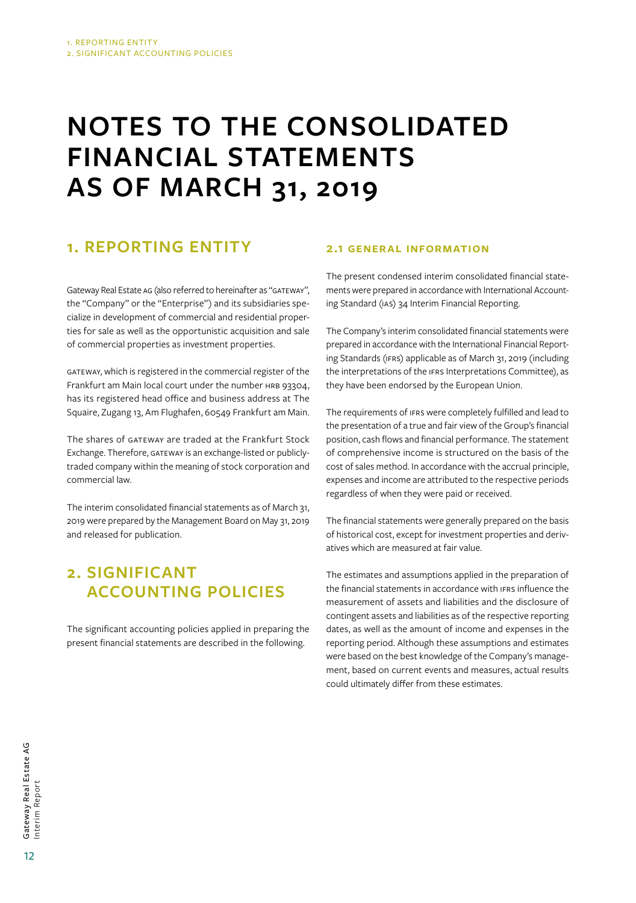# NOTES TO THE CONSOLIDATED FINANCIAL STATEMENTS AS OF MARCH 31, 2019

## 1. REPORTING ENTITY

Gateway Real Estate AG (also referred to hereinafter as "GATEWAY", the "Company" or the "Enterprise") and its subsidiaries specialize in development of commercial and residential properties for sale as well as the opportunistic acquisition and sale of commercial properties as investment properties.

GATEWAY, which is registered in the commercial register of the Frankfurt am Main local court under the number HRB 93304, has its registered head office and business address at The Squaire, Zugang 13, Am Flughafen, 60549 Frankfurt am Main.

The shares of GATEWAY are traded at the Frankfurt Stock Exchange. Therefore, GATEWAY is an exchange-listed or publicly-traded company within the meaning of stock corporation and commercial law.

The interim consolidated financial statements as of March 31, 2019 were prepared by the Management Board on May 31, 2019 and released for publication.

## 2. SIGNIFICANT ACCOUNTING POLICIES

The significant accounting policies applied in preparing the present financial statements are described in the following.

### 2.1 GENERAL INFORMATION

The present condensed interim consolidated financial statements were prepared in accordance with International Accounting Standard (IAS) 34 Interim Financial Reporting.

The Company's interim consolidated financial statements were prepared in accordance with the International Financial Reporting Standards (IFRS) applicable as of March 31, 2019 (including the interpretations of the IFRS Interpretations Committee), as they have been endorsed by the European Union.

The requirements of IFRS were completely fulfilled and lead to the presentation of a true and fair view of the Group's financial position, cash flows and financial performance. The statement of comprehensive income is structured on the basis of the cost of sales method. In accordance with the accrual principle, expenses and income are attributed to the respective periods regardless of when they were paid or received.

The financial statements were generally prepared on the basis of historical cost, except for investment properties and derivatives which are measured at fair value.

The estimates and assumptions applied in the preparation of the financial statements in accordance with IFRS influence the measurement of assets and liabilities and the disclosure of contingent assets and liabilities as of the respective reporting dates, as well as the amount of income and expenses in the reporting period. Although these assumptions and estimates were based on the best knowledge of the Company's management, based on current events and measures, actual results could ultimately differ from these estimates.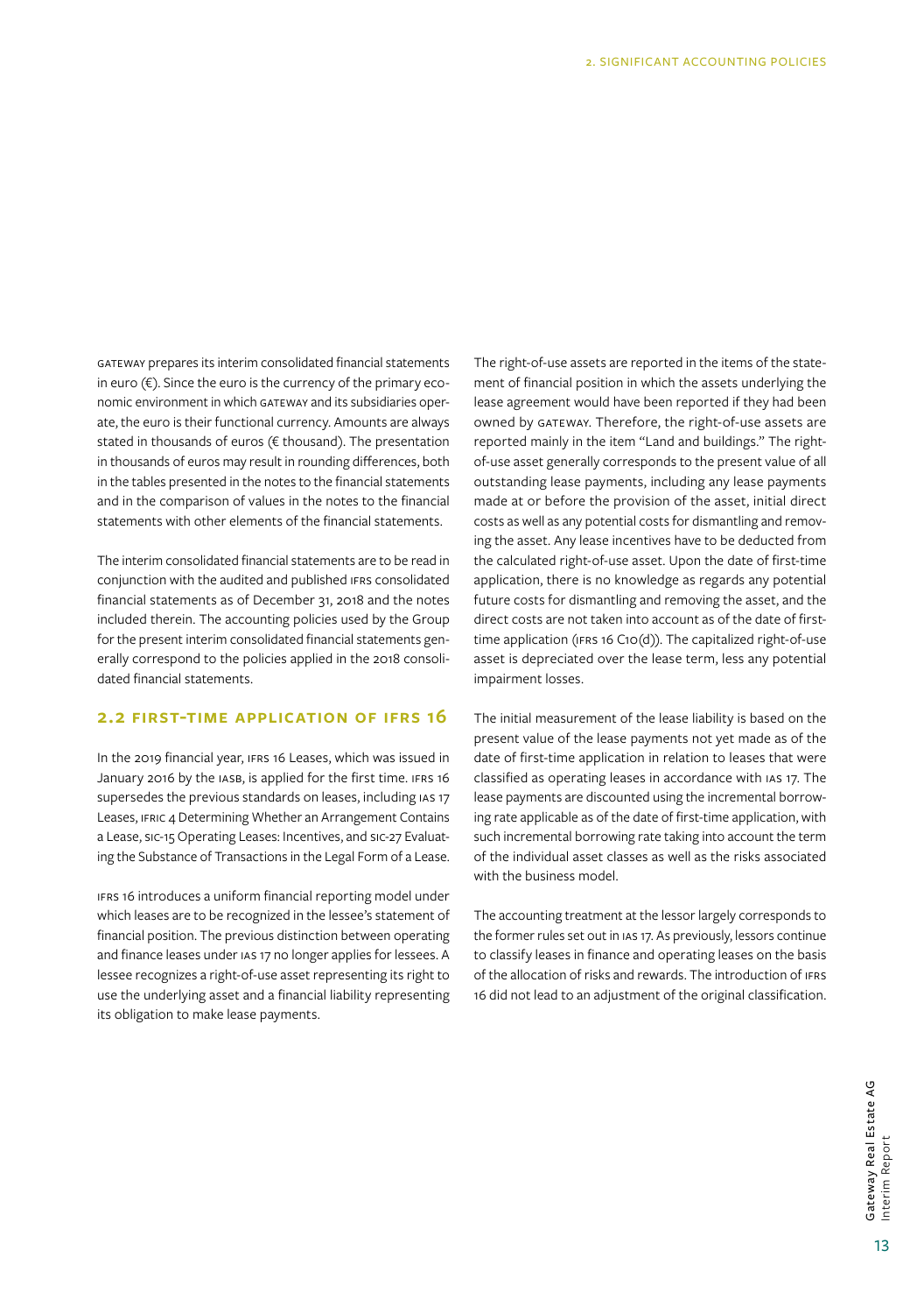GATEWAY prepares its interim consolidated financial statements in euro (€). Since the euro is the currency of the primary economic environment in which GATEWAY and its subsidiaries operate, the euro is their functional currency. Amounts are always stated in thousands of euros (€ thousand). The presentation in thousands of euros may result in rounding differences, both in the tables presented in the notes to the financial statements and in the comparison of values in the notes to the financial statements with other elements of the financial statements.

The interim consolidated financial statements are to be read in conjunction with the audited and published IFRS consolidated financial statements as of December 31, 2018 and the notes included therein. The accounting policies used by the Group for the present interim consolidated financial statements generally correspond to the policies applied in the 2018 consolidated financial statements.

## 2.2 FIRST-TIME APPLICATION OF IFRS 16

In the 2019 financial year, IFRS 16 Leases, which was issued in January 2016 by the IASB, is applied for the first time. IFRS 16 supersedes the previous standards on leases, including IAS 17 Leases, IFRIC 4 Determining Whether an Arrangement Contains a Lease, SIC-15 Operating Leases: Incentives, and SIC-27 Evaluating the Substance of Transactions in the Legal Form of a Lease.

IFRS 16 introduces a uniform financial reporting model under which leases are to be recognized in the lessee's statement of financial position. The previous distinction between operating and finance leases under IAS 17 no longer applies for lessees. A lessee recognizes a right-of-use asset representing its right to use the underlying asset and a financial liability representing its obligation to make lease payments.

The right-of-use assets are reported in the items of the statement of financial position in which the assets underlying the lease agreement would have been reported if they had been owned by GATEWAY. Therefore, the right-of-use assets are reported mainly in the item "Land and buildings." The right-of-use asset generally corresponds to the present value of all outstanding lease payments, including any lease payments made at or before the provision of the asset, initial direct costs as well as any potential costs for dismantling and removing the asset. Any lease incentives have to be deducted from the calculated right-of-use asset. Upon the date of first-time application, there is no knowledge as regards any potential future costs for dismantling and removing the asset, and the direct costs are not taken into account as of the date of first-time application (IFRS 16 C10(d)). The capitalized right-of-use asset is depreciated over the lease term, less any potential impairment losses.

The initial measurement of the lease liability is based on the present value of the lease payments not yet made as of the date of first-time application in relation to leases that were classified as operating leases in accordance with IAS 17. The lease payments are discounted using the incremental borrowing rate applicable as of the date of first-time application, with such incremental borrowing rate taking into account the term of the individual asset classes as well as the risks associated with the business model.

The accounting treatment at the lessor largely corresponds to the former rules set out in IAS 17. As previously, lessors continue to classify leases in finance and operating leases on the basis of the allocation of risks and rewards. The introduction of IFRS 16 did not lead to an adjustment of the original classification.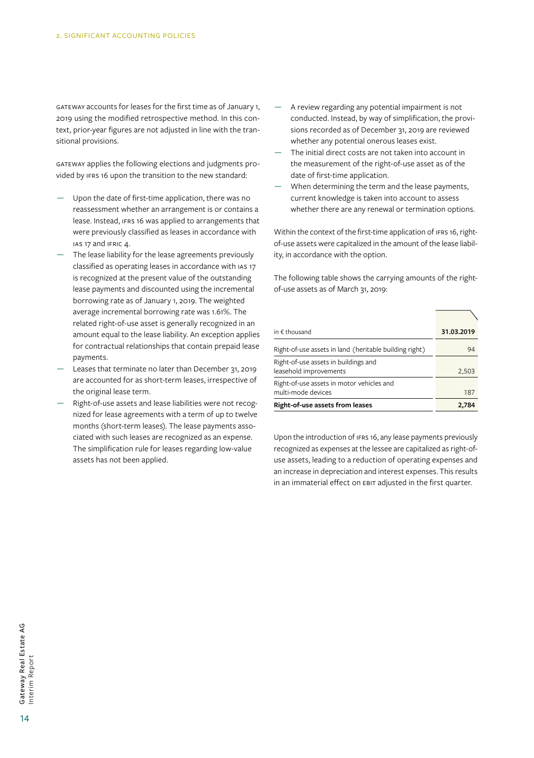GATEWAY accounts for leases for the first time as of January 1, 2019 using the modified retrospective method. In this context, prior-year figures are not adjusted in line with the transitional provisions.

GATEWAY applies the following elections and judgments provided by IFRS 16 upon the transition to the new standard:

- Upon the date of first-time application, there was no reassessment whether an arrangement is or contains a lease. Instead, IFRS 16 was applied to arrangements that were previously classified as leases in accordance with IAS 17 and IFRIC 4.
- The lease liability for the lease agreements previously classified as operating leases in accordance with IAS 17 is recognized at the present value of the outstanding lease payments and discounted using the incremental borrowing rate as of January 1, 2019. The weighted average incremental borrowing rate was 1.61%. The related right-of-use asset is generally recognized in an amount equal to the lease liability. An exception applies for contractual relationships that contain prepaid lease payments.
- Leases that terminate no later than December 31, 2019 are accounted for as short-term leases, irrespective of the original lease term.
- Right-of-use assets and lease liabilities were not recognized for lease agreements with a term of up to twelve months (short-term leases). The lease payments associated with such leases are recognized as an expense. The simplification rule for leases regarding low-value assets has not been applied.
- A review regarding any potential impairment is not conducted. Instead, by way of simplification, the provisions recorded as of December 31, 2019 are reviewed whether any potential onerous leases exist.
- The initial direct costs are not taken into account in the measurement of the right-of-use asset as of the date of first-time application.
- When determining the term and the lease payments, current knowledge is taken into account to assess whether there are any renewal or termination options.

Within the context of the first-time application of IFRS 16, right-of-use assets were capitalized in the amount of the lease liability, in accordance with the option.

The following table shows the carrying amounts of the right-of-use assets as of March 31, 2019:

| in € thousand | 31.03.2019 |
|---|---|
| Right-of-use assets in land (heritable building right) | 94 |
| Right-of-use assets in buildings and leasehold improvements | 2,503 |
| Right-of-use assets in motor vehicles and multi-mode devices | 187 |
| **Right-of-use assets from leases** | **2,784** |

Upon the introduction of IFRS 16, any lease payments previously recognized as expenses at the lessee are capitalized as right-of-use assets, leading to a reduction of operating expenses and an increase in depreciation and interest expenses. This results in an immaterial effect on EBIT adjusted in the first quarter.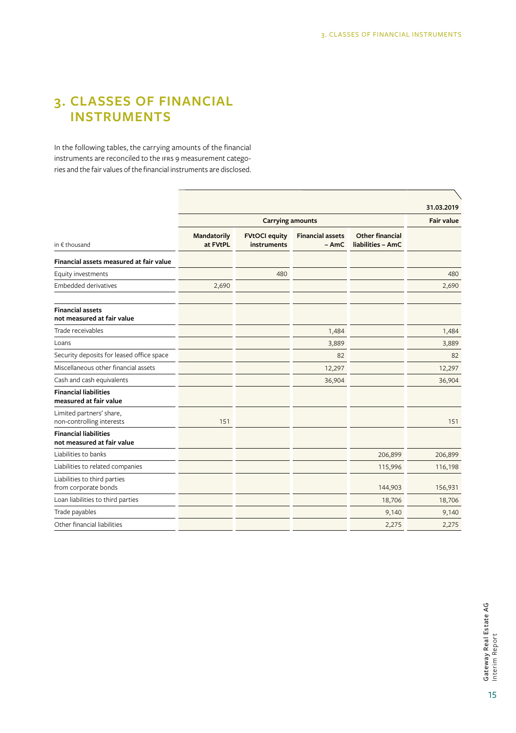# 3. CLASSES OF FINANCIAL INSTRUMENTS

In the following tables, the carrying amounts of the financial instruments are reconciled to the IFRS 9 measurement categories and the fair values of the financial instruments are disclosed.

| | | | | | 31.03.2019 |
|---|---|---|---|---|---|
| | Carrying amounts | | | | Fair value |
| in € thousand | Mandatorily at FVtPL | FVtOCI equity instruments | Financial assets – AmC | Other financial liabilities – AmC | |
| **Financial assets measured at fair value** | | | | | |
| Equity investments | | 480 | | | 480 |
| Embedded derivatives | 2,690 | | | | 2,690 |
| | | | | | |
| **Financial assets not measured at fair value** | | | | | |
| Trade receivables | | | 1,484 | | 1,484 |
| Loans | | | 3,889 | | 3,889 |
| Security deposits for leased office space | | | 82 | | 82 |
| Miscellaneous other financial assets | | | 12,297 | | 12,297 |
| Cash and cash equivalents | | | 36,904 | | 36,904 |
| **Financial liabilities measured at fair value** | | | | | |
| Limited partners' share, non-controlling interests | 151 | | | | 151 |
| **Financial liabilities not measured at fair value** | | | | | |
| Liabilities to banks | | | | 206,899 | 206,899 |
| Liabilities to related companies | | | | 115,996 | 116,198 |
| Liabilities to third parties from corporate bonds | | | | 144,903 | 156,931 |
| Loan liabilities to third parties | | | | 18,706 | 18,706 |
| Trade payables | | | | 9,140 | 9,140 |
| Other financial liabilities | | | | 2,275 | 2,275 |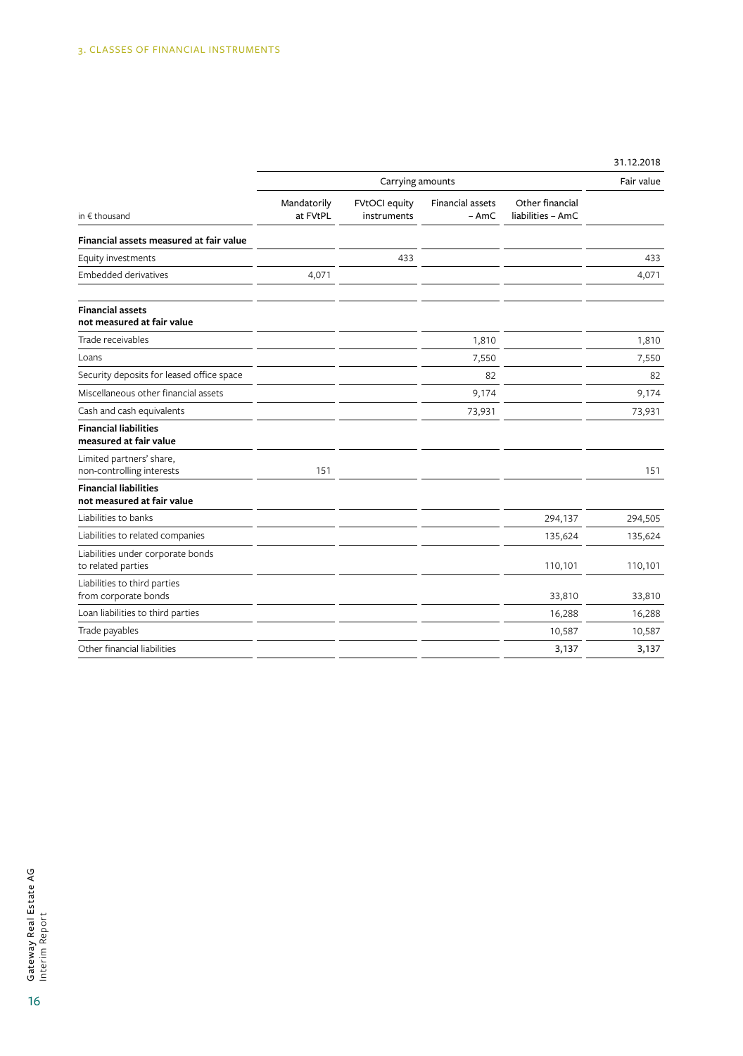3. CLASSES OF FINANCIAL INSTRUMENTS

| | | | | | 31.12.2018 |
|---|---|---|---|---|---|
| | Carrying amounts | | | | Fair value |
| in € thousand | Mandatorily at FVtPL | FVtOCI equity instruments | Financial assets – AmC | Other financial liabilities – AmC | |
| **Financial assets measured at fair value** | | | | | |
| Equity investments | | 433 | | | 433 |
| Embedded derivatives | 4,071 | | | | 4,071 |
| **Financial assets not measured at fair value** | | | | | |
| Trade receivables | | | 1,810 | | 1,810 |
| Loans | | | 7,550 | | 7,550 |
| Security deposits for leased office space | | | 82 | | 82 |
| Miscellaneous other financial assets | | | 9,174 | | 9,174 |
| Cash and cash equivalents | | | 73,931 | | 73,931 |
| **Financial liabilities measured at fair value** | | | | | |
| Limited partners' share, non-controlling interests | 151 | | | | 151 |
| **Financial liabilities not measured at fair value** | | | | | |
| Liabilities to banks | | | | 294,137 | 294,505 |
| Liabilities to related companies | | | | 135,624 | 135,624 |
| Liabilities under corporate bonds to related parties | | | | 110,101 | 110,101 |
| Liabilities to third parties from corporate bonds | | | | 33,810 | 33,810 |
| Loan liabilities to third parties | | | | 16,288 | 16,288 |
| Trade payables | | | | 10,587 | 10,587 |
| Other financial liabilities | | | | 3,137 | 3,137 |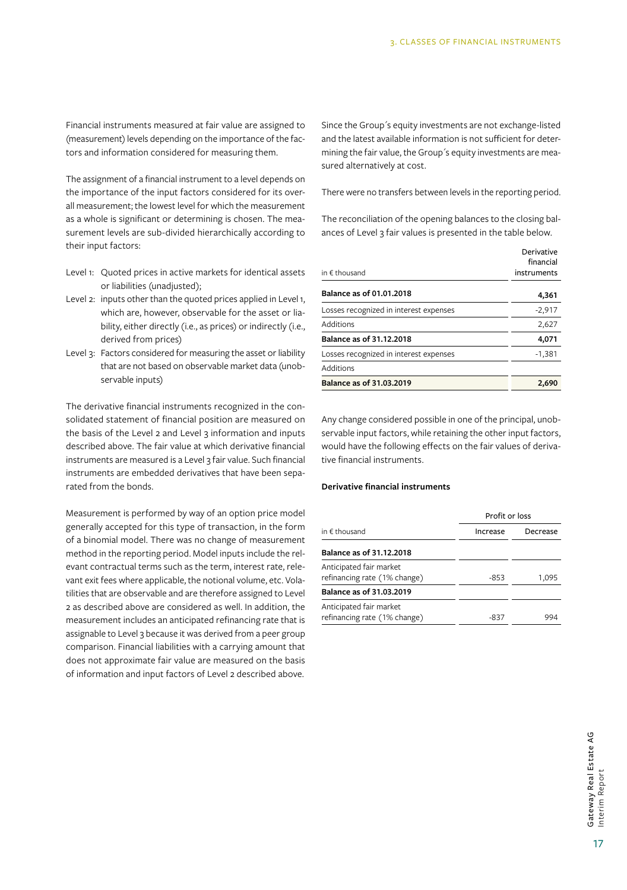Financial instruments measured at fair value are assigned to (measurement) levels depending on the importance of the factors and information considered for measuring them.

The assignment of a financial instrument to a level depends on the importance of the input factors considered for its overall measurement; the lowest level for which the measurement as a whole is significant or determining is chosen. The measurement levels are sub-divided hierarchically according to their input factors:

- Level 1: Quoted prices in active markets for identical assets or liabilities (unadjusted);
- Level 2: inputs other than the quoted prices applied in Level 1, which are, however, observable for the asset or liability, either directly (i.e., as prices) or indirectly (i.e., derived from prices)
- Level 3: Factors considered for measuring the asset or liability that are not based on observable market data (unobservable inputs)

The derivative financial instruments recognized in the consolidated statement of financial position are measured on the basis of the Level 2 and Level 3 information and inputs described above. The fair value at which derivative financial instruments are measured is a Level 3 fair value. Such financial instruments are embedded derivatives that have been separated from the bonds.

Measurement is performed by way of an option price model generally accepted for this type of transaction, in the form of a binomial model. There was no change of measurement method in the reporting period. Model inputs include the relevant contractual terms such as the term, interest rate, relevant exit fees where applicable, the notional volume, etc. Volatilities that are observable and are therefore assigned to Level 2 as described above are considered as well. In addition, the measurement includes an anticipated refinancing rate that is assignable to Level 3 because it was derived from a peer group comparison. Financial liabilities with a carrying amount that does not approximate fair value are measured on the basis of information and input factors of Level 2 described above.

Since the Group´s equity investments are not exchange-listed and the latest available information is not sufficient for determining the fair value, the Group´s equity investments are measured alternatively at cost.

There were no transfers between levels in the reporting period.

The reconciliation of the opening balances to the closing balances of Level 3 fair values is presented in the table below.

| in € thousand | Derivative financial instruments |
|---|---|
| **Balance as of 01.01.2018** | **4,361** |
| Losses recognized in interest expenses | -2,917 |
| Additions | 2,627 |
| **Balance as of 31.12.2018** | **4,071** |
| Losses recognized in interest expenses | -1,381 |
| Additions | |
| **Balance as of 31.03.2019** | **2,690** |

Any change considered possible in one of the principal, unobservable input factors, while retaining the other input factors, would have the following effects on the fair values of derivative financial instruments.

**Derivative financial instruments**

| | Profit or loss | |
|---|---|---|
| in € thousand | Increase | Decrease |
| **Balance as of 31.12.2018** | | |
| Anticipated fair market refinancing rate (1% change) | -853 | 1,095 |
| **Balance as of 31.03.2019** | | |
| Anticipated fair market refinancing rate (1% change) | -837 | 994 |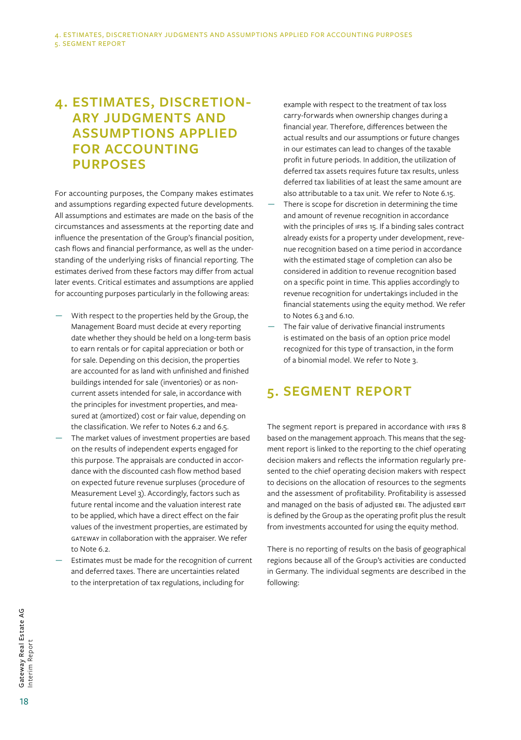# 4. ESTIMATES, DISCRETIONARY JUDGMENTS AND ASSUMPTIONS APPLIED FOR ACCOUNTING PURPOSES

For accounting purposes, the Company makes estimates and assumptions regarding expected future developments. All assumptions and estimates are made on the basis of the circumstances and assessments at the reporting date and influence the presentation of the Group's financial position, cash flows and financial performance, as well as the understanding of the underlying risks of financial reporting. The estimates derived from these factors may differ from actual later events. Critical estimates and assumptions are applied for accounting purposes particularly in the following areas:

- With respect to the properties held by the Group, the Management Board must decide at every reporting date whether they should be held on a long-term basis to earn rentals or for capital appreciation or both or for sale. Depending on this decision, the properties are accounted for as land with unfinished and finished buildings intended for sale (inventories) or as non-current assets intended for sale, in accordance with the principles for investment properties, and measured at (amortized) cost or fair value, depending on the classification. We refer to Notes 6.2 and 6.5.
- The market values of investment properties are based on the results of independent experts engaged for this purpose. The appraisals are conducted in accordance with the discounted cash flow method based on expected future revenue surpluses (procedure of Measurement Level 3). Accordingly, factors such as future rental income and the valuation interest rate to be applied, which have a direct effect on the fair values of the investment properties, are estimated by GATEWAY in collaboration with the appraiser. We refer to Note 6.2.
- Estimates must be made for the recognition of current and deferred taxes. There are uncertainties related to the interpretation of tax regulations, including for example with respect to the treatment of tax loss carry-forwards when ownership changes during a financial year. Therefore, differences between the actual results and our assumptions or future changes in our estimates can lead to changes of the taxable profit in future periods. In addition, the utilization of deferred tax assets requires future tax results, unless deferred tax liabilities of at least the same amount are also attributable to a tax unit. We refer to Note 6.15.
- There is scope for discretion in determining the time and amount of revenue recognition in accordance with the principles of IFRS 15. If a binding sales contract already exists for a property under development, revenue recognition based on a time period in accordance with the estimated stage of completion can also be considered in addition to revenue recognition based on a specific point in time. This applies accordingly to revenue recognition for undertakings included in the financial statements using the equity method. We refer to Notes 6.3 and 6.10.
- The fair value of derivative financial instruments is estimated on the basis of an option price model recognized for this type of transaction, in the form of a binomial model. We refer to Note 3.

# 5. SEGMENT REPORT

The segment report is prepared in accordance with IFRS 8 based on the management approach. This means that the segment report is linked to the reporting to the chief operating decision makers and reflects the information regularly presented to the chief operating decision makers with respect to decisions on the allocation of resources to the segments and the assessment of profitability. Profitability is assessed and managed on the basis of adjusted EBI. The adjusted EBIT is defined by the Group as the operating profit plus the result from investments accounted for using the equity method.

There is no reporting of results on the basis of geographical regions because all of the Group's activities are conducted in Germany. The individual segments are described in the following: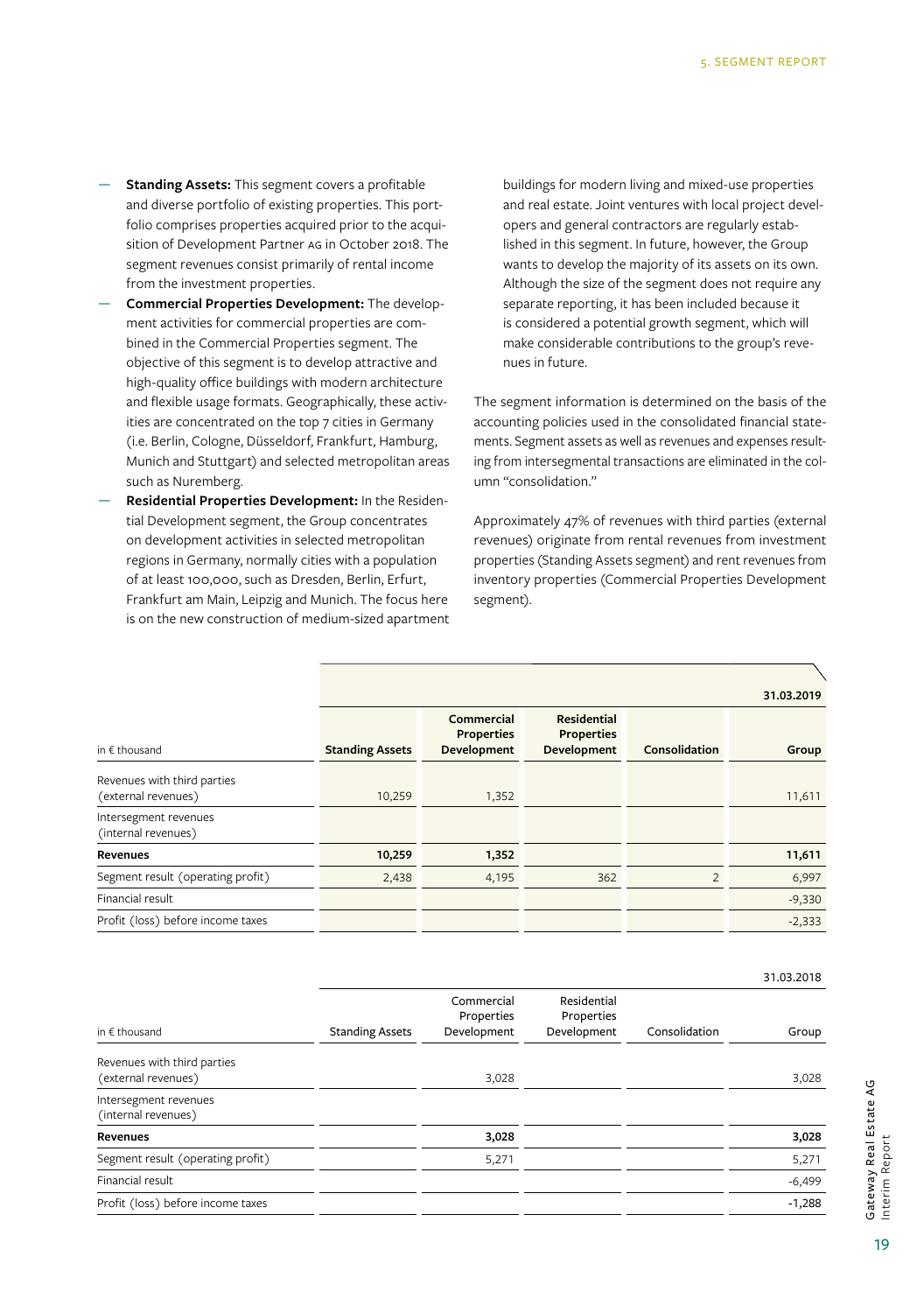- **Standing Assets:** This segment covers a profitable and diverse portfolio of existing properties. This portfolio comprises properties acquired prior to the acquisition of Development Partner AG in October 2018. The segment revenues consist primarily of rental income from the investment properties.
- **Commercial Properties Development:** The development activities for commercial properties are combined in the Commercial Properties segment. The objective of this segment is to develop attractive and high-quality office buildings with modern architecture and flexible usage formats. Geographically, these activities are concentrated on the top 7 cities in Germany (i.e. Berlin, Cologne, Düsseldorf, Frankfurt, Hamburg, Munich and Stuttgart) and selected metropolitan areas such as Nuremberg.
- **Residential Properties Development:** In the Residential Development segment, the Group concentrates on development activities in selected metropolitan regions in Germany, normally cities with a population of at least 100,000, such as Dresden, Berlin, Erfurt, Frankfurt am Main, Leipzig and Munich. The focus here is on the new construction of medium-sized apartment buildings for modern living and mixed-use properties and real estate. Joint ventures with local project developers and general contractors are regularly established in this segment. In future, however, the Group wants to develop the majority of its assets on its own. Although the size of the segment does not require any separate reporting, it has been included because it is considered a potential growth segment, which will make considerable contributions to the group's revenues in future.

The segment information is determined on the basis of the accounting policies used in the consolidated financial statements. Segment assets as well as revenues and expenses resulting from intersegmental transactions are eliminated in the column "consolidation."

Approximately 47% of revenues with third parties (external revenues) originate from rental revenues from investment properties (Standing Assets segment) and rent revenues from inventory properties (Commercial Properties Development segment).

| | | | | | **31.03.2019** |
|---|---|---|---|---|---|
| in € thousand | **Standing Assets** | **Commercial Properties Development** | **Residential Properties Development** | **Consolidation** | **Group** |
| Revenues with third parties (external revenues) | 10,259 | 1,352 | | | 11,611 |
| Intersegment revenues (internal revenues) | | | | | |
| **Revenues** | **10,259** | **1,352** | | | **11,611** |
| Segment result (operating profit) | 2,438 | 4,195 | 362 | 2 | 6,997 |
| Financial result | | | | | -9,330 |
| Profit (loss) before income taxes | | | | | -2,333 |

| | | | | | 31.03.2018 |
|---|---|---|---|---|---|
| in € thousand | Standing Assets | Commercial Properties Development | Residential Properties Development | Consolidation | Group |
| Revenues with third parties (external revenues) | | 3,028 | | | 3,028 |
| Intersegment revenues (internal revenues) | | | | | |
| **Revenues** | | **3,028** | | | **3,028** |
| Segment result (operating profit) | | 5,271 | | | 5,271 |
| Financial result | | | | | -6,499 |
| Profit (loss) before income taxes | | | | | -1,288 |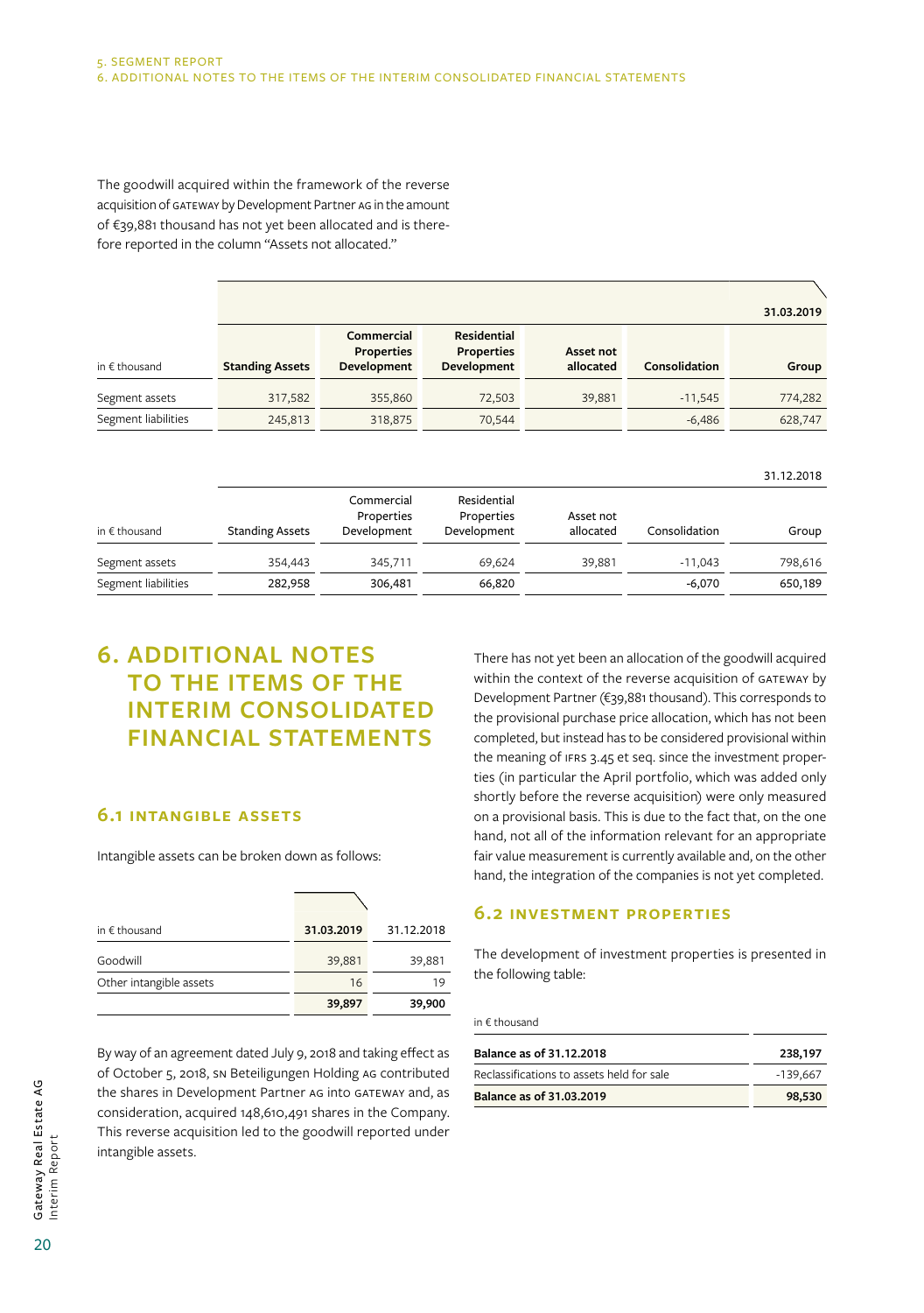The goodwill acquired within the framework of the reverse acquisition of GATEWAY by Development Partner AG in the amount of €39,881 thousand has not yet been allocated and is therefore reported in the column "Assets not allocated."

| in € thousand | Standing Assets | Commercial Properties Development | Residential Properties Development | Asset not allocated | Consolidation | Group |
|---|---|---|---|---|---|---|
| | | | | | | **31.03.2019** |
| Segment assets | 317,582 | 355,860 | 72,503 | 39,881 | -11,545 | 774,282 |
| Segment liabilities | 245,813 | 318,875 | 70,544 | | -6,486 | 628,747 |

| in € thousand | Standing Assets | Commercial Properties Development | Residential Properties Development | Asset not allocated | Consolidation | Group |
|---|---|---|---|---|---|---|
| | | | | | | 31.12.2018 |
| Segment assets | 354,443 | 345,711 | 69,624 | 39,881 | -11,043 | 798,616 |
| Segment liabilities | 282,958 | 306,481 | 66,820 | | -6,070 | 650,189 |

# 6. ADDITIONAL NOTES TO THE ITEMS OF THE INTERIM CONSOLIDATED FINANCIAL STATEMENTS

## 6.1 INTANGIBLE ASSETS

Intangible assets can be broken down as follows:

| in € thousand | 31.03.2019 | 31.12.2018 |
|---|---|---|
| Goodwill | 39,881 | 39,881 |
| Other intangible assets | 16 | 19 |
| | **39,897** | **39,900** |

By way of an agreement dated July 9, 2018 and taking effect as of October 5, 2018, SN Beteiligungen Holding AG contributed the shares in Development Partner AG into GATEWAY and, as consideration, acquired 148,610,491 shares in the Company. This reverse acquisition led to the goodwill reported under intangible assets.

There has not yet been an allocation of the goodwill acquired within the context of the reverse acquisition of GATEWAY by Development Partner (€39,881 thousand). This corresponds to the provisional purchase price allocation, which has not been completed, but instead has to be considered provisional within the meaning of IFRS 3.45 et seq. since the investment properties (in particular the April portfolio, which was added only shortly before the reverse acquisition) were only measured on a provisional basis. This is due to the fact that, on the one hand, not all of the information relevant for an appropriate fair value measurement is currently available and, on the other hand, the integration of the companies is not yet completed.

## 6.2 INVESTMENT PROPERTIES

The development of investment properties is presented in the following table:

| in € thousand | |
|---|---|
| **Balance as of 31.12.2018** | **238,197** |
| Reclassifications to assets held for sale | -139,667 |
| **Balance as of 31.03.2019** | **98,530** |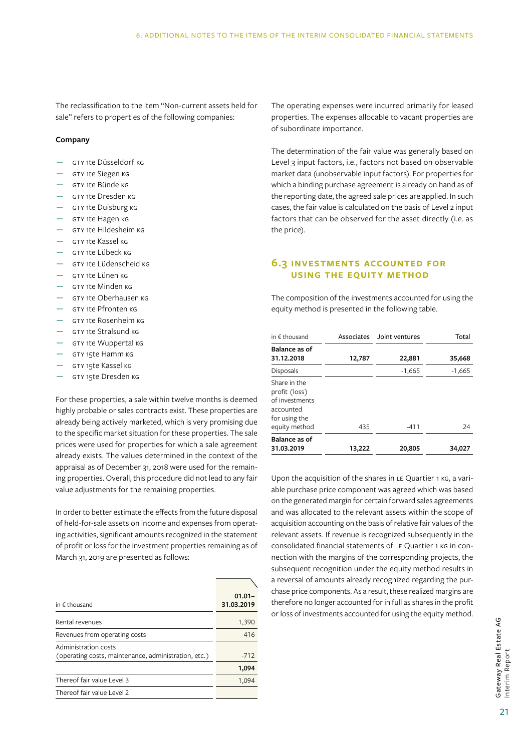The reclassification to the item "Non-current assets held for sale" refers to properties of the following companies:

**Company**

- GTY 1te Düsseldorf KG
- GTY 1te Siegen KG
- GTY 1te Bünde KG
- GTY 1te Dresden KG
- GTY 1te Duisburg KG
- GTY 1te Hagen KG
- GTY 1te Hildesheim KG
- GTY 1te Kassel KG
- GTY 1te Lübeck KG
- GTY 1te Lüdenscheid KG
- GTY 1te Lünen KG
- GTY 1te Minden KG
- GTY 1te Oberhausen KG
- GTY 1te Pfronten KG
- GTY 1te Rosenheim KG
- GTY 1te Stralsund KG
- GTY 1te Wuppertal KG
- GTY 15te Hamm KG
- GTY 15te Kassel KG
- GTY 15te Dresden KG

For these properties, a sale within twelve months is deemed highly probable or sales contracts exist. These properties are already being actively marketed, which is very promising due to the specific market situation for these properties. The sale prices were used for properties for which a sale agreement already exists. The values determined in the context of the appraisal as of December 31, 2018 were used for the remaining properties. Overall, this procedure did not lead to any fair value adjustments for the remaining properties.

In order to better estimate the effects from the future disposal of held-for-sale assets on income and expenses from operating activities, significant amounts recognized in the statement of profit or loss for the investment properties remaining as of March 31, 2019 are presented as follows:

| in € thousand | 01.01–31.03.2019 |
|---|---|
| Rental revenues | 1,390 |
| Revenues from operating costs | 416 |
| Administration costs (operating costs, maintenance, administration, etc.) | -712 |
| | **1,094** |
| Thereof fair value Level 3 | 1,094 |
| Thereof fair value Level 2 | |

The operating expenses were incurred primarily for leased properties. The expenses allocable to vacant properties are of subordinate importance.

The determination of the fair value was generally based on Level 3 input factors, i.e., factors not based on observable market data (unobservable input factors). For properties for which a binding purchase agreement is already on hand as of the reporting date, the agreed sale prices are applied. In such cases, the fair value is calculated on the basis of Level 2 input factors that can be observed for the asset directly (i.e. as the price).

## 6.3 INVESTMENTS ACCOUNTED FOR USING THE EQUITY METHOD

The composition of the investments accounted for using the equity method is presented in the following table.

| in € thousand | Associates | Joint ventures | Total |
|---|---|---|---|
| **Balance as of 31.12.2018** | **12,787** | **22,881** | **35,668** |
| Disposals | | -1,665 | -1,665 |
| Share in the profit (loss) of investments accounted for using the equity method | 435 | -411 | 24 |
| **Balance as of 31.03.2019** | **13,222** | **20,805** | **34,027** |

Upon the acquisition of the shares in LE Quartier 1 KG, a variable purchase price component was agreed which was based on the generated margin for certain forward sales agreements and was allocated to the relevant assets within the scope of acquisition accounting on the basis of relative fair values of the relevant assets. If revenue is recognized subsequently in the consolidated financial statements of LE Quartier 1 KG in connection with the margins of the corresponding projects, the subsequent recognition under the equity method results in a reversal of amounts already recognized regarding the purchase price components. As a result, these realized margins are therefore no longer accounted for in full as shares in the profit or loss of investments accounted for using the equity method.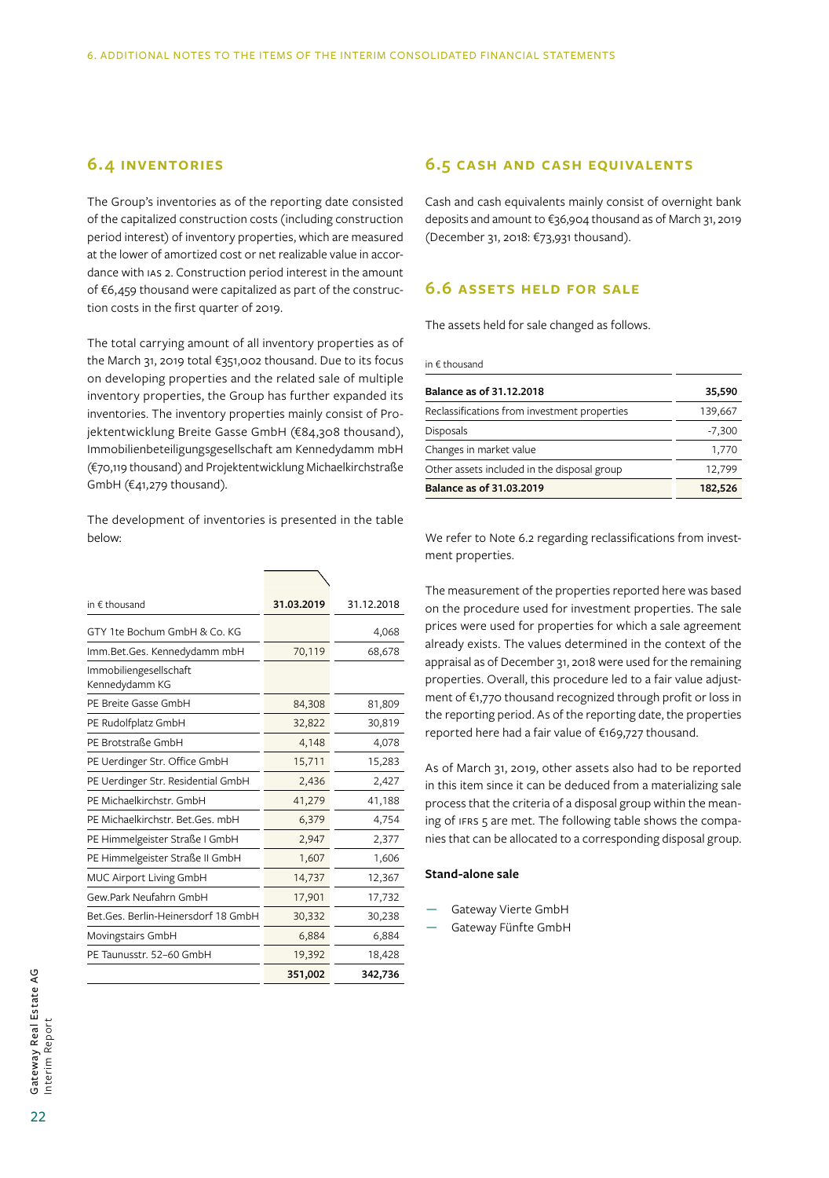## 6.4 INVENTORIES

The Group's inventories as of the reporting date consisted of the capitalized construction costs (including construction period interest) of inventory properties, which are measured at the lower of amortized cost or net realizable value in accordance with IAS 2. Construction period interest in the amount of €6,459 thousand were capitalized as part of the construction costs in the first quarter of 2019.

The total carrying amount of all inventory properties as of the March 31, 2019 total €351,002 thousand. Due to its focus on developing properties and the related sale of multiple inventory properties, the Group has further expanded its inventories. The inventory properties mainly consist of Projektentwicklung Breite Gasse GmbH (€84,308 thousand), Immobilienbeteiligungsgesellschaft am Kennedydamm mbH (€70,119 thousand) and Projektentwicklung Michaelkirchstraße GmbH (€41,279 thousand).

The development of inventories is presented in the table below:

| in € thousand | 31.03.2019 | 31.12.2018 |
|---|---|---|
| GTY 1te Bochum GmbH & Co. KG | | 4,068 |
| Imm.Bet.Ges. Kennedydamm mbH | 70,119 | 68,678 |
| Immobiliengesellschaft Kennedydamm KG | | |
| PE Breite Gasse GmbH | 84,308 | 81,809 |
| PE Rudolfplatz GmbH | 32,822 | 30,819 |
| PE Brotstraße GmbH | 4,148 | 4,078 |
| PE Uerdinger Str. Office GmbH | 15,711 | 15,283 |
| PE Uerdinger Str. Residential GmbH | 2,436 | 2,427 |
| PE Michaelkirchstr. GmbH | 41,279 | 41,188 |
| PE Michaelkirchstr. Bet.Ges. mbH | 6,379 | 4,754 |
| PE Himmelgeister Straße I GmbH | 2,947 | 2,377 |
| PE Himmelgeister Straße II GmbH | 1,607 | 1,606 |
| MUC Airport Living GmbH | 14,737 | 12,367 |
| Gew.Park Neufahrn GmbH | 17,901 | 17,732 |
| Bet.Ges. Berlin-Heinersdorf 18 GmbH | 30,332 | 30,238 |
| Movingstairs GmbH | 6,884 | 6,884 |
| PE Taunusstr. 52–60 GmbH | 19,392 | 18,428 |
| | **351,002** | **342,736** |

## 6.5 CASH AND CASH EQUIVALENTS

Cash and cash equivalents mainly consist of overnight bank deposits and amount to €36,904 thousand as of March 31, 2019 (December 31, 2018: €73,931 thousand).

## 6.6 ASSETS HELD FOR SALE

The assets held for sale changed as follows.

| in € thousand | |
|---|---|
| **Balance as of 31.12.2018** | **35,590** |
| Reclassifications from investment properties | 139,667 |
| Disposals | -7,300 |
| Changes in market value | 1,770 |
| Other assets included in the disposal group | 12,799 |
| **Balance as of 31.03.2019** | **182,526** |

We refer to Note 6.2 regarding reclassifications from investment properties.

The measurement of the properties reported here was based on the procedure used for investment properties. The sale prices were used for properties for which a sale agreement already exists. The values determined in the context of the appraisal as of December 31, 2018 were used for the remaining properties. Overall, this procedure led to a fair value adjustment of €1,770 thousand recognized through profit or loss in the reporting period. As of the reporting date, the properties reported here had a fair value of €169,727 thousand.

As of March 31, 2019, other assets also had to be reported in this item since it can be deduced from a materializing sale process that the criteria of a disposal group within the meaning of IFRS 5 are met. The following table shows the companies that can be allocated to a corresponding disposal group.

**Stand-alone sale**

- Gateway Vierte GmbH
- Gateway Fünfte GmbH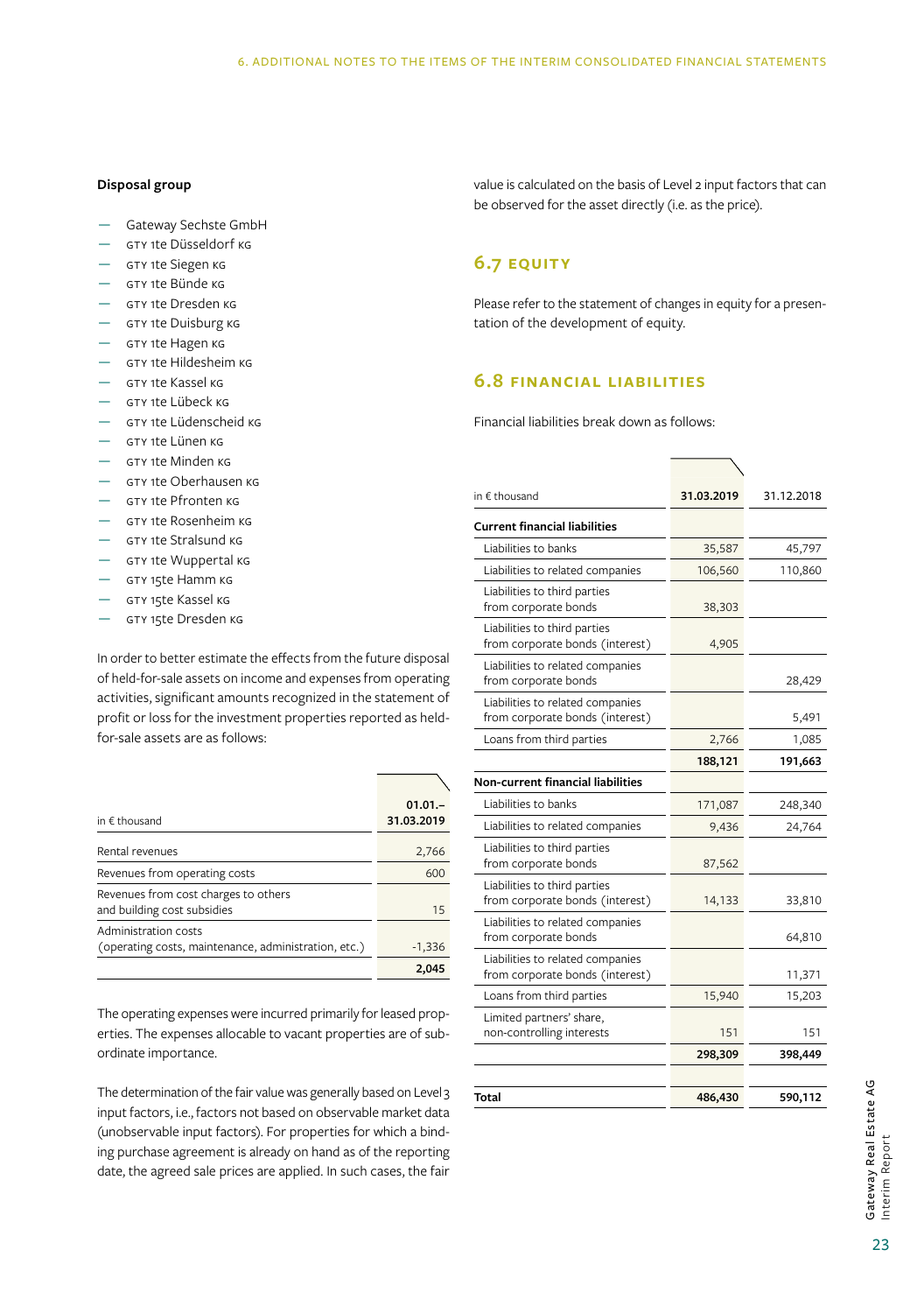### Disposal group

- Gateway Sechste GmbH
- GTY 1te Düsseldorf KG
- GTY 1te Siegen KG
- GTY 1te Bünde KG
- GTY 1te Dresden KG
- GTY 1te Duisburg KG
- GTY 1te Hagen KG
- GTY 1te Hildesheim KG
- GTY 1te Kassel KG
- GTY 1te Lübeck KG
- GTY 1te Lüdenscheid KG
- GTY 1te Lünen KG
- GTY 1te Minden KG
- GTY 1te Oberhausen KG
- GTY 1te Pfronten KG
- GTY 1te Rosenheim KG
- GTY 1te Stralsund KG
- GTY 1te Wuppertal KG
- GTY 15te Hamm KG
- GTY 15te Kassel KG
- GTY 15te Dresden KG

In order to better estimate the effects from the future disposal of held-for-sale assets on income and expenses from operating activities, significant amounts recognized in the statement of profit or loss for the investment properties reported as held-for-sale assets are as follows:

| in € thousand | 01.01.–31.03.2019 |
|---|---|
| Rental revenues | 2,766 |
| Revenues from operating costs | 600 |
| Revenues from cost charges to others and building cost subsidies | 15 |
| Administration costs (operating costs, maintenance, administration, etc.) | -1,336 |
| | **2,045** |

The operating expenses were incurred primarily for leased properties. The expenses allocable to vacant properties are of subordinate importance.

The determination of the fair value was generally based on Level 3 input factors, i.e., factors not based on observable market data (unobservable input factors). For properties for which a binding purchase agreement is already on hand as of the reporting date, the agreed sale prices are applied. In such cases, the fair value is calculated on the basis of Level 2 input factors that can be observed for the asset directly (i.e. as the price).

## 6.7 EQUITY

Please refer to the statement of changes in equity for a presentation of the development of equity.

## 6.8 FINANCIAL LIABILITIES

Financial liabilities break down as follows:

| in € thousand | 31.03.2019 | 31.12.2018 |
|---|---|---|
| **Current financial liabilities** | | |
| Liabilities to banks | 35,587 | 45,797 |
| Liabilities to related companies | 106,560 | 110,860 |
| Liabilities to third parties from corporate bonds | 38,303 | |
| Liabilities to third parties from corporate bonds (interest) | 4,905 | |
| Liabilities to related companies from corporate bonds | | 28,429 |
| Liabilities to related companies from corporate bonds (interest) | | 5,491 |
| Loans from third parties | 2,766 | 1,085 |
| | **188,121** | **191,663** |
| **Non-current financial liabilities** | | |
| Liabilities to banks | 171,087 | 248,340 |
| Liabilities to related companies | 9,436 | 24,764 |
| Liabilities to third parties from corporate bonds | 87,562 | |
| Liabilities to third parties from corporate bonds (interest) | 14,133 | 33,810 |
| Liabilities to related companies from corporate bonds | | 64,810 |
| Liabilities to related companies from corporate bonds (interest) | | 11,371 |
| Loans from third parties | 15,940 | 15,203 |
| Limited partners' share, non-controlling interests | 151 | 151 |
| | **298,309** | **398,449** |
| **Total** | **486,430** | **590,112** |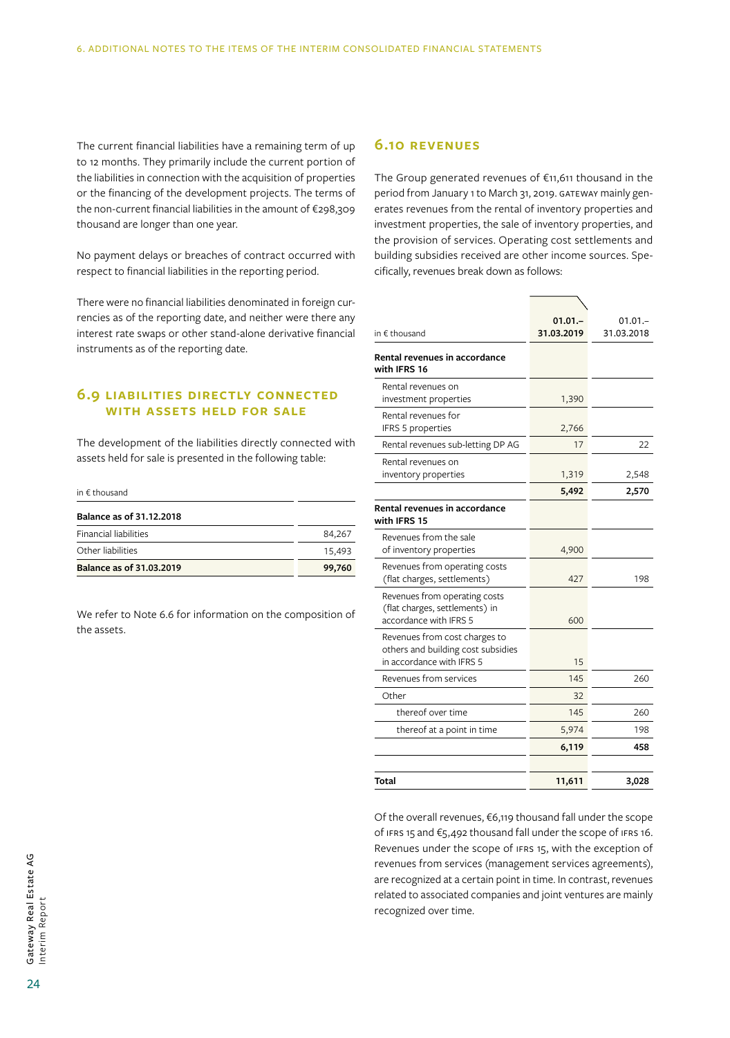The current financial liabilities have a remaining term of up to 12 months. They primarily include the current portion of the liabilities in connection with the acquisition of properties or the financing of the development projects. The terms of the non-current financial liabilities in the amount of €298,309 thousand are longer than one year.

No payment delays or breaches of contract occurred with respect to financial liabilities in the reporting period.

There were no financial liabilities denominated in foreign currencies as of the reporting date, and neither were there any interest rate swaps or other stand-alone derivative financial instruments as of the reporting date.

## 6.9 LIABILITIES DIRECTLY CONNECTED WITH ASSETS HELD FOR SALE

The development of the liabilities directly connected with assets held for sale is presented in the following table:

| in € thousand | |
|---|---|
| **Balance as of 31.12.2018** | |
| Financial liabilities | 84,267 |
| Other liabilities | 15,493 |
| **Balance as of 31.03.2019** | **99,760** |

We refer to Note 6.6 for information on the composition of the assets.

## 6.10 REVENUES

The Group generated revenues of €11,611 thousand in the period from January 1 to March 31, 2019. GATEWAY mainly generates revenues from the rental of inventory properties and investment properties, the sale of inventory properties, and the provision of services. Operating cost settlements and building subsidies received are other income sources. Specifically, revenues break down as follows:

| in € thousand | **01.01.–31.03.2019** | 01.01.–31.03.2018 |
|---|---|---|
| **Rental revenues in accordance with IFRS 16** | | |
| Rental revenues on investment properties | 1,390 | |
| Rental revenues for IFRS 5 properties | 2,766 | |
| Rental revenues sub-letting DP AG | 17 | 22 |
| Rental revenues on inventory properties | 1,319 | 2,548 |
| | **5,492** | **2,570** |
| **Rental revenues in accordance with IFRS 15** | | |
| Revenues from the sale of inventory properties | 4,900 | |
| Revenues from operating costs (flat charges, settlements) | 427 | 198 |
| Revenues from operating costs (flat charges, settlements) in accordance with IFRS 5 | 600 | |
| Revenues from cost charges to others and building cost subsidies in accordance with IFRS 5 | 15 | |
| Revenues from services | 145 | 260 |
| Other | 32 | |
| thereof over time | 145 | 260 |
| thereof at a point in time | 5,974 | 198 |
| | **6,119** | **458** |
| | | |
| **Total** | **11,611** | **3,028** |

Of the overall revenues, €6,119 thousand fall under the scope of IFRS 15 and €5,492 thousand fall under the scope of IFRS 16. Revenues under the scope of IFRS 15, with the exception of revenues from services (management services agreements), are recognized at a certain point in time. In contrast, revenues related to associated companies and joint ventures are mainly recognized over time.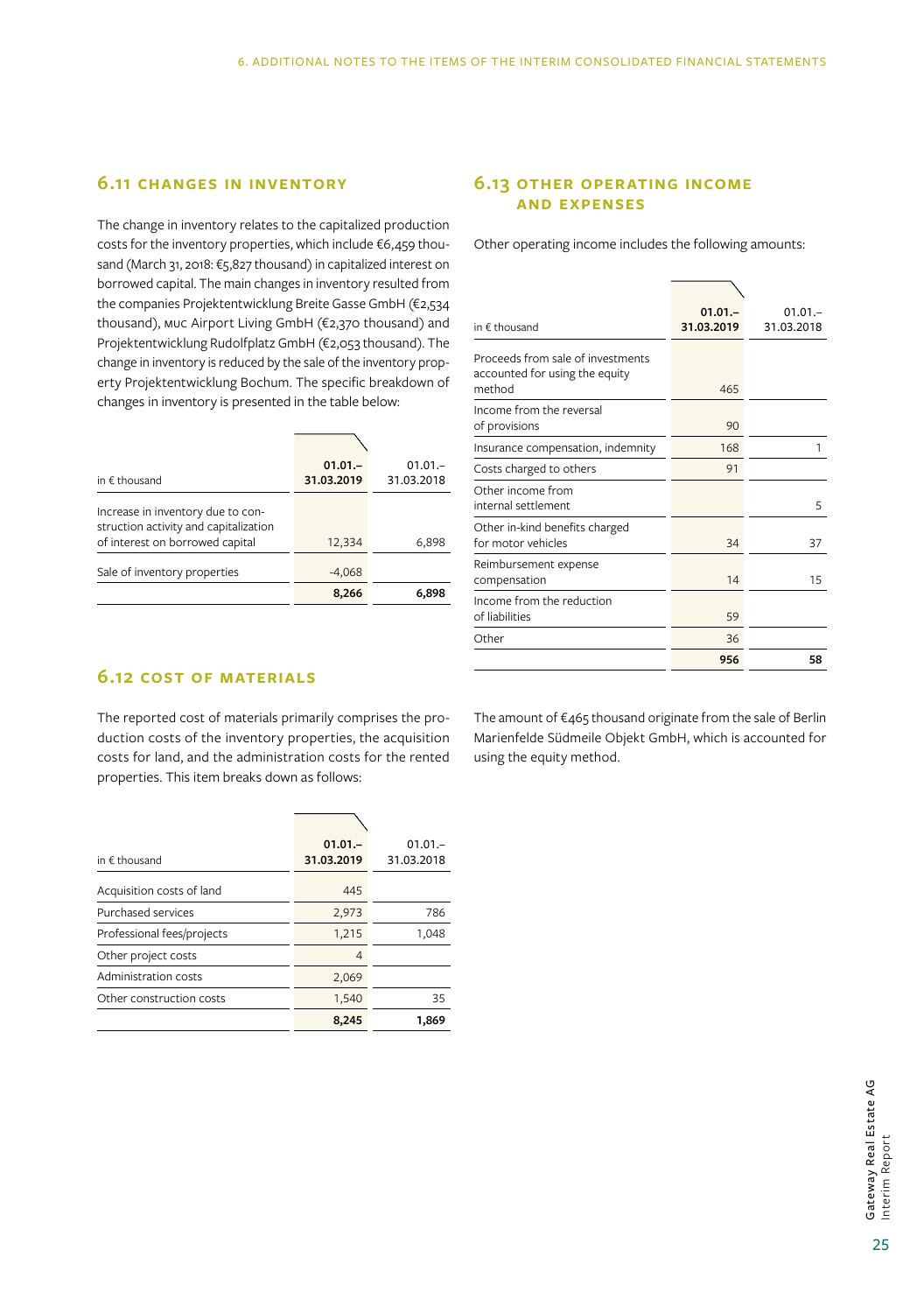## 6.11 Changes in inventory

The change in inventory relates to the capitalized production costs for the inventory properties, which include €6,459 thousand (March 31, 2018: €5,827 thousand) in capitalized interest on borrowed capital. The main changes in inventory resulted from the companies Projektentwicklung Breite Gasse GmbH (€2,534 thousand), MUC Airport Living GmbH (€2,370 thousand) and Projektentwicklung Rudolfplatz GmbH (€2,053 thousand). The change in inventory is reduced by the sale of the inventory property Projektentwicklung Bochum. The specific breakdown of changes in inventory is presented in the table below:

| in € thousand | **01.01.–31.03.2019** | 01.01.–31.03.2018 |
|---|---|---|
| Increase in inventory due to construction activity and capitalization of interest on borrowed capital | 12,334 | 6,898 |
| Sale of inventory properties | -4,068 | |
| | **8,266** | **6,898** |

## 6.12 Cost of materials

The reported cost of materials primarily comprises the production costs of the inventory properties, the acquisition costs for land, and the administration costs for the rented properties. This item breaks down as follows:

| in € thousand | **01.01.–31.03.2019** | 01.01.–31.03.2018 |
|---|---|---|
| Acquisition costs of land | 445 | |
| Purchased services | 2,973 | 786 |
| Professional fees/projects | 1,215 | 1,048 |
| Other project costs | 4 | |
| Administration costs | 2,069 | |
| Other construction costs | 1,540 | 35 |
| | **8,245** | **1,869** |

## 6.13 Other operating income and expenses

Other operating income includes the following amounts:

| in € thousand | **01.01.–31.03.2019** | 01.01.–31.03.2018 |
|---|---|---|
| Proceeds from sale of investments accounted for using the equity method | 465 | |
| Income from the reversal of provisions | 90 | |
| Insurance compensation, indemnity | 168 | 1 |
| Costs charged to others | 91 | |
| Other income from internal settlement | | 5 |
| Other in-kind benefits charged for motor vehicles | 34 | 37 |
| Reimbursement expense compensation | 14 | 15 |
| Income from the reduction of liabilities | 59 | |
| Other | 36 | |
| | **956** | **58** |

The amount of €465 thousand originate from the sale of Berlin Marienfelde Südmeile Objekt GmbH, which is accounted for using the equity method.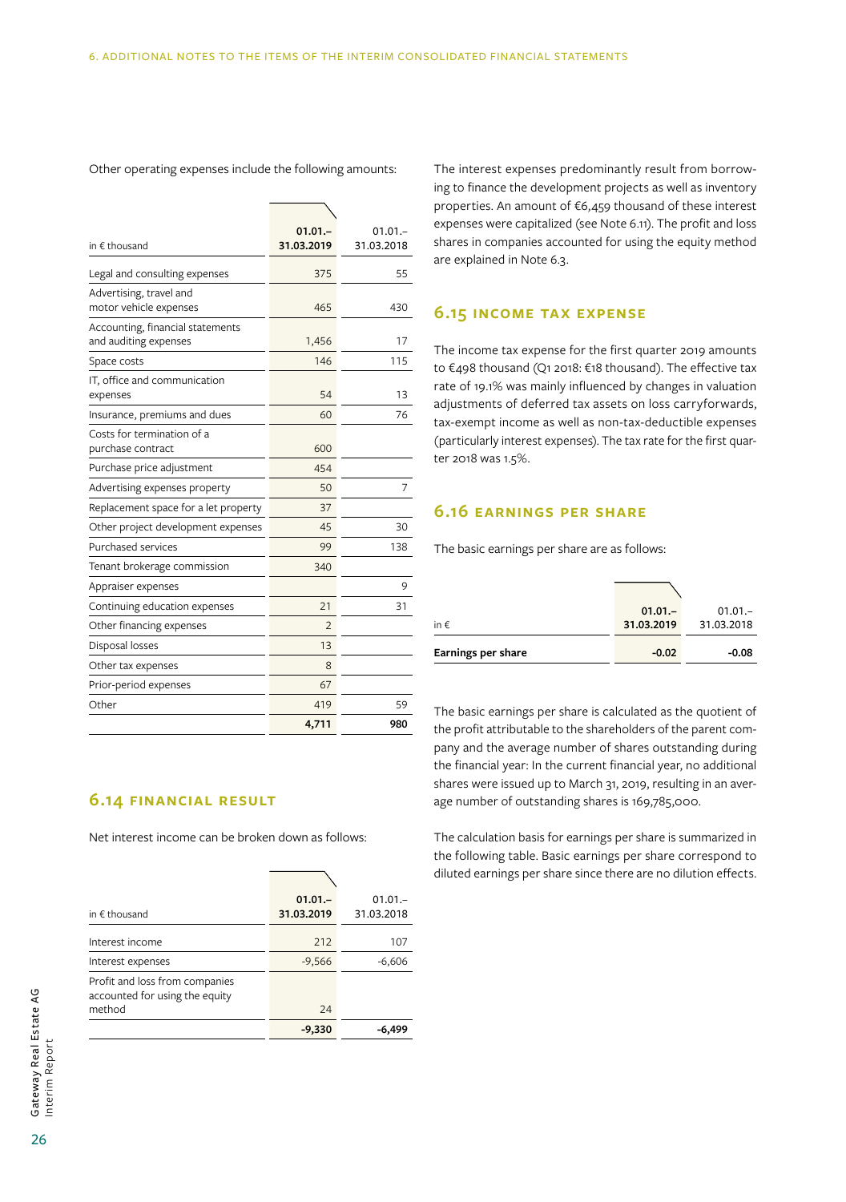Other operating expenses include the following amounts:

| in € thousand | 01.01.– 31.03.2019 | 01.01.– 31.03.2018 |
|---|---|---|
| Legal and consulting expenses | 375 | 55 |
| Advertising, travel and motor vehicle expenses | 465 | 430 |
| Accounting, financial statements and auditing expenses | 1,456 | 17 |
| Space costs | 146 | 115 |
| IT, office and communication expenses | 54 | 13 |
| Insurance, premiums and dues | 60 | 76 |
| Costs for termination of a purchase contract | 600 | |
| Purchase price adjustment | 454 | |
| Advertising expenses property | 50 | 7 |
| Replacement space for a let property | 37 | |
| Other project development expenses | 45 | 30 |
| Purchased services | 99 | 138 |
| Tenant brokerage commission | 340 | |
| Appraiser expenses | | 9 |
| Continuing education expenses | 21 | 31 |
| Other financing expenses | 2 | |
| Disposal losses | 13 | |
| Other tax expenses | 8 | |
| Prior-period expenses | 67 | |
| Other | 419 | 59 |
| | **4,711** | **980** |

## 6.14 Financial result

Net interest income can be broken down as follows:

| in € thousand | 01.01.– 31.03.2019 | 01.01.– 31.03.2018 |
|---|---|---|
| Interest income | 212 | 107 |
| Interest expenses | -9,566 | -6,606 |
| Profit and loss from companies accounted for using the equity method | 24 | |
| | **-9,330** | **-6,499** |

The interest expenses predominantly result from borrowing to finance the development projects as well as inventory properties. An amount of €6,459 thousand of these interest expenses were capitalized (see Note 6.11). The profit and loss shares in companies accounted for using the equity method are explained in Note 6.3.

## 6.15 Income tax expense

The income tax expense for the first quarter 2019 amounts to €498 thousand (Q1 2018: €18 thousand). The effective tax rate of 19.1% was mainly influenced by changes in valuation adjustments of deferred tax assets on loss carryforwards, tax-exempt income as well as non-tax-deductible expenses (particularly interest expenses). The tax rate for the first quarter 2018 was 1.5%.

## 6.16 Earnings per share

The basic earnings per share are as follows:

| in € | 01.01.– 31.03.2019 | 01.01.– 31.03.2018 |
|---|---|---|
| **Earnings per share** | **-0.02** | **-0.08** |

The basic earnings per share is calculated as the quotient of the profit attributable to the shareholders of the parent company and the average number of shares outstanding during the financial year: In the current financial year, no additional shares were issued up to March 31, 2019, resulting in an average number of outstanding shares is 169,785,000.

The calculation basis for earnings per share is summarized in the following table. Basic earnings per share correspond to diluted earnings per share since there are no dilution effects.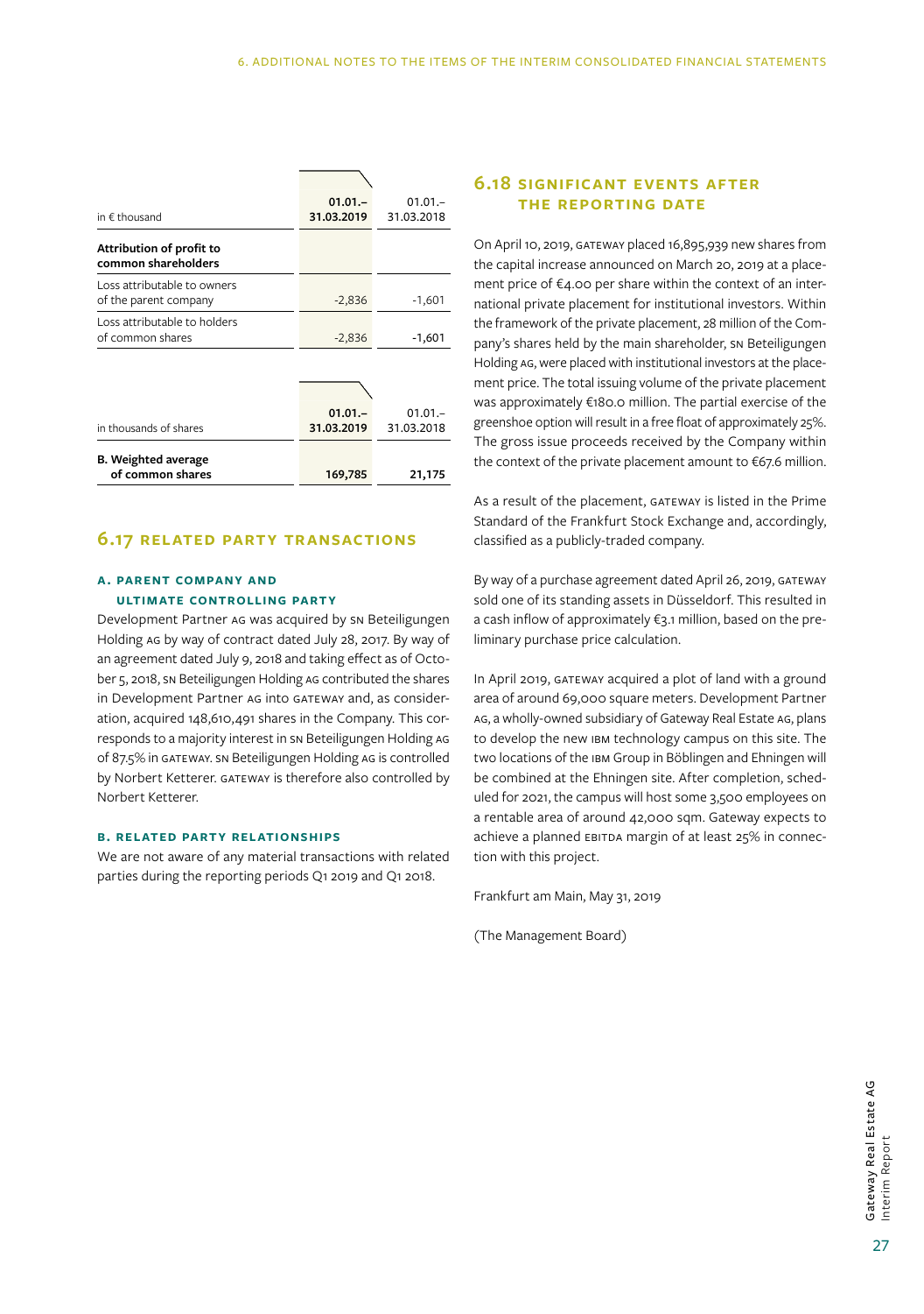| in € thousand | 01.01.– 31.03.2019 | 01.01.– 31.03.2018 |
|---|---|---|
| **Attribution of profit to common shareholders** | | |
| Loss attributable to owners of the parent company | -2,836 | -1,601 |
| Loss attributable to holders of common shares | -2,836 | -1,601 |

| in thousands of shares | 01.01.– 31.03.2019 | 01.01.– 31.03.2018 |
|---|---|---|
| **B. Weighted average of common shares** | **169,785** | **21,175** |

## 6.17 RELATED PARTY TRANSACTIONS

### A. PARENT COMPANY AND ULTIMATE CONTROLLING PARTY

Development Partner AG was acquired by SN Beteiligungen Holding AG by way of contract dated July 28, 2017. By way of an agreement dated July 9, 2018 and taking effect as of October 5, 2018, SN Beteiligungen Holding AG contributed the shares in Development Partner AG into GATEWAY and, as consideration, acquired 148,610,491 shares in the Company. This corresponds to a majority interest in SN Beteiligungen Holding AG of 87.5% in GATEWAY. SN Beteiligungen Holding AG is controlled by Norbert Ketterer. GATEWAY is therefore also controlled by Norbert Ketterer.

### B. RELATED PARTY RELATIONSHIPS

We are not aware of any material transactions with related parties during the reporting periods Q1 2019 and Q1 2018.

## 6.18 SIGNIFICANT EVENTS AFTER THE REPORTING DATE

On April 10, 2019, GATEWAY placed 16,895,939 new shares from the capital increase announced on March 20, 2019 at a placement price of €4.00 per share within the context of an international private placement for institutional investors. Within the framework of the private placement, 28 million of the Company's shares held by the main shareholder, SN Beteiligungen Holding AG, were placed with institutional investors at the placement price. The total issuing volume of the private placement was approximately €180.0 million. The partial exercise of the greenshoe option will result in a free float of approximately 25%. The gross issue proceeds received by the Company within the context of the private placement amount to €67.6 million.

As a result of the placement, GATEWAY is listed in the Prime Standard of the Frankfurt Stock Exchange and, accordingly, classified as a publicly-traded company.

By way of a purchase agreement dated April 26, 2019, GATEWAY sold one of its standing assets in Düsseldorf. This resulted in a cash inflow of approximately €3.1 million, based on the preliminary purchase price calculation.

In April 2019, GATEWAY acquired a plot of land with a ground area of around 69,000 square meters. Development Partner AG, a wholly-owned subsidiary of Gateway Real Estate AG, plans to develop the new IBM technology campus on this site. The two locations of the IBM Group in Böblingen and Ehningen will be combined at the Ehningen site. After completion, scheduled for 2021, the campus will host some 3,500 employees on a rentable area of around 42,000 sqm. Gateway expects to achieve a planned EBITDA margin of at least 25% in connection with this project.

Frankfurt am Main, May 31, 2019

(The Management Board)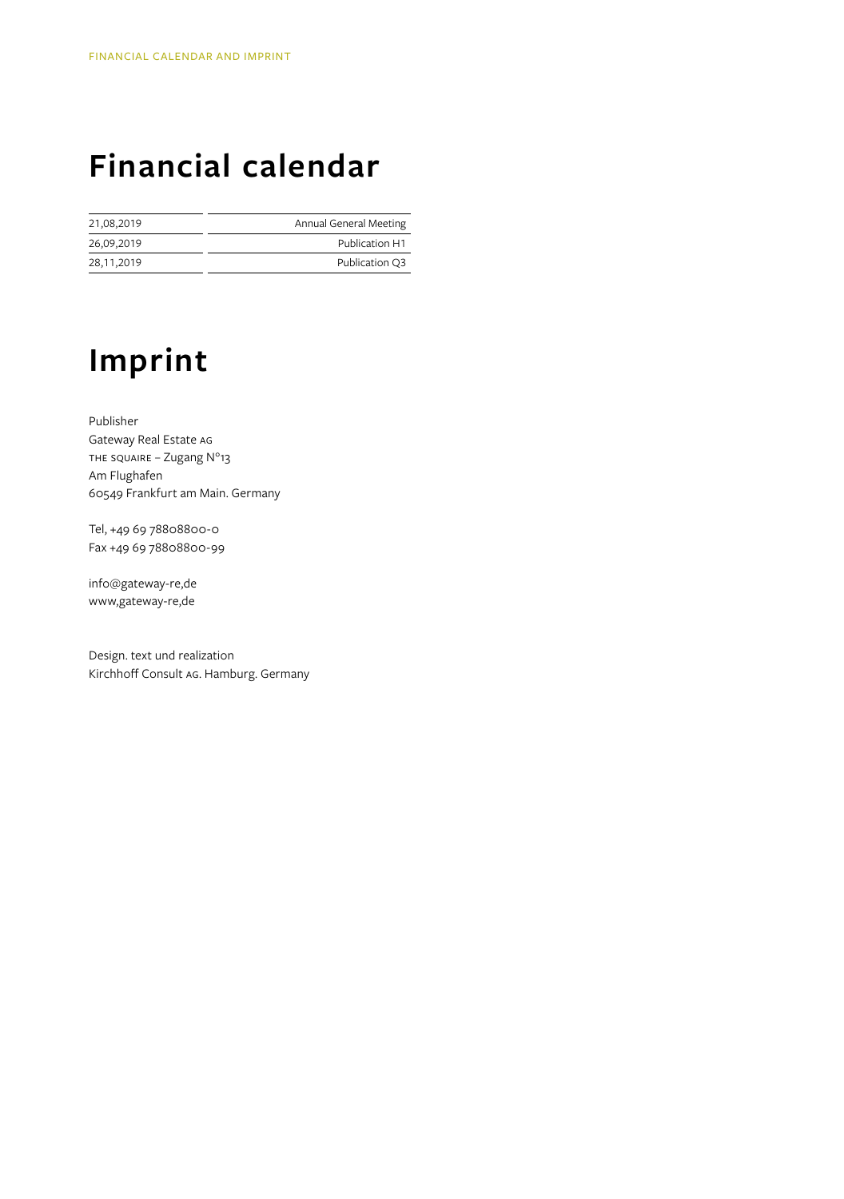# Financial calendar

| | |
|---|---|
| 21,08,2019 | Annual General Meeting |
| 26,09,2019 | Publication H1 |
| 28,11,2019 | Publication Q3 |

# Imprint

Publisher
Gateway Real Estate AG
THE SQUAIRE – Zugang N°13
Am Flughafen
60549 Frankfurt am Main. Germany

Tel, +49 69 78808800-0
Fax +49 69 78808800-99

info@gateway-re,de
www,gateway-re,de

Design. text und realization
Kirchhoff Consult AG. Hamburg. Germany